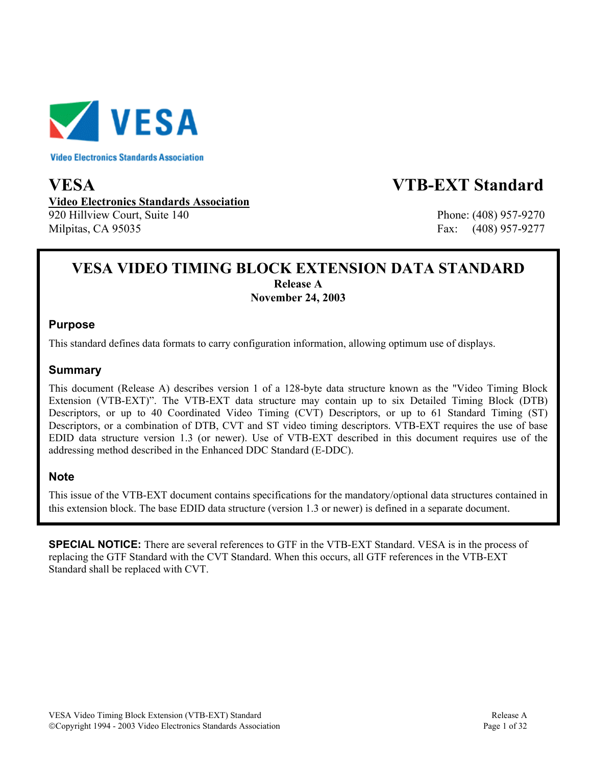Video Electronics Standards Association

# VESA

# VTB-EXT Standard

**Video Electronics Standards Association**
920 Hillview Court, Suite 140
Milpitas, CA 95035

Phone: (408) 957-9270
Fax: (408) 957-9277

## VESA VIDEO TIMING BLOCK EXTENSION DATA STANDARD

**Release A**
**November 24, 2003**

### Purpose

This standard defines data formats to carry configuration information, allowing optimum use of displays.

### Summary

This document (Release A) describes version 1 of a 128-byte data structure known as the "Video Timing Block Extension (VTB-EXT)". The VTB-EXT data structure may contain up to six Detailed Timing Block (DTB) Descriptors, or up to 40 Coordinated Video Timing (CVT) Descriptors, or up to 61 Standard Timing (ST) Descriptors, or a combination of DTB, CVT and ST video timing descriptors. VTB-EXT requires the use of base EDID data structure version 1.3 (or newer). Use of VTB-EXT described in this document requires use of the addressing method described in the Enhanced DDC Standard (E-DDC).

### Note

This issue of the VTB-EXT document contains specifications for the mandatory/optional data structures contained in this extension block. The base EDID data structure (version 1.3 or newer) is defined in a separate document.

**SPECIAL NOTICE:** There are several references to GTF in the VTB-EXT Standard. VESA is in the process of replacing the GTF Standard with the CVT Standard. When this occurs, all GTF references in the VTB-EXT Standard shall be replaced with CVT.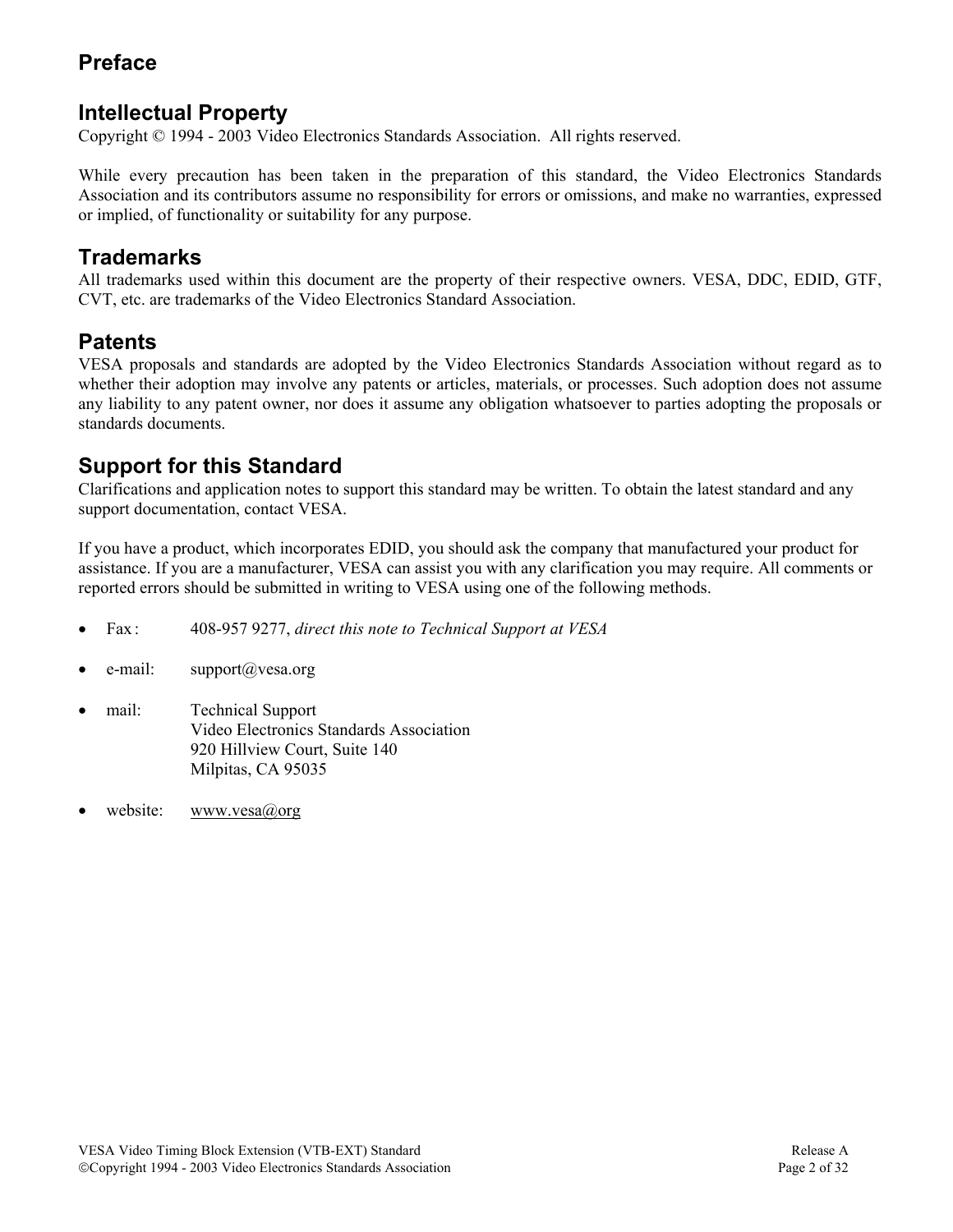# Preface

## Intellectual Property

Copyright © 1994 - 2003 Video Electronics Standards Association. All rights reserved.

While every precaution has been taken in the preparation of this standard, the Video Electronics Standards Association and its contributors assume no responsibility for errors or omissions, and make no warranties, expressed or implied, of functionality or suitability for any purpose.

## Trademarks

All trademarks used within this document are the property of their respective owners. VESA, DDC, EDID, GTF, CVT, etc. are trademarks of the Video Electronics Standard Association.

## Patents

VESA proposals and standards are adopted by the Video Electronics Standards Association without regard as to whether their adoption may involve any patents or articles, materials, or processes. Such adoption does not assume any liability to any patent owner, nor does it assume any obligation whatsoever to parties adopting the proposals or standards documents.

## Support for this Standard

Clarifications and application notes to support this standard may be written. To obtain the latest standard and any support documentation, contact VESA.

If you have a product, which incorporates EDID, you should ask the company that manufactured your product for assistance. If you are a manufacturer, VESA can assist you with any clarification you may require. All comments or reported errors should be submitted in writing to VESA using one of the following methods.

- Fax : 408-957 9277, *direct this note to Technical Support at VESA*
- e-mail: support@vesa.org
- mail: Technical Support
  Video Electronics Standards Association
  920 Hillview Court, Suite 140
  Milpitas, CA 95035
- website: www.vesa@org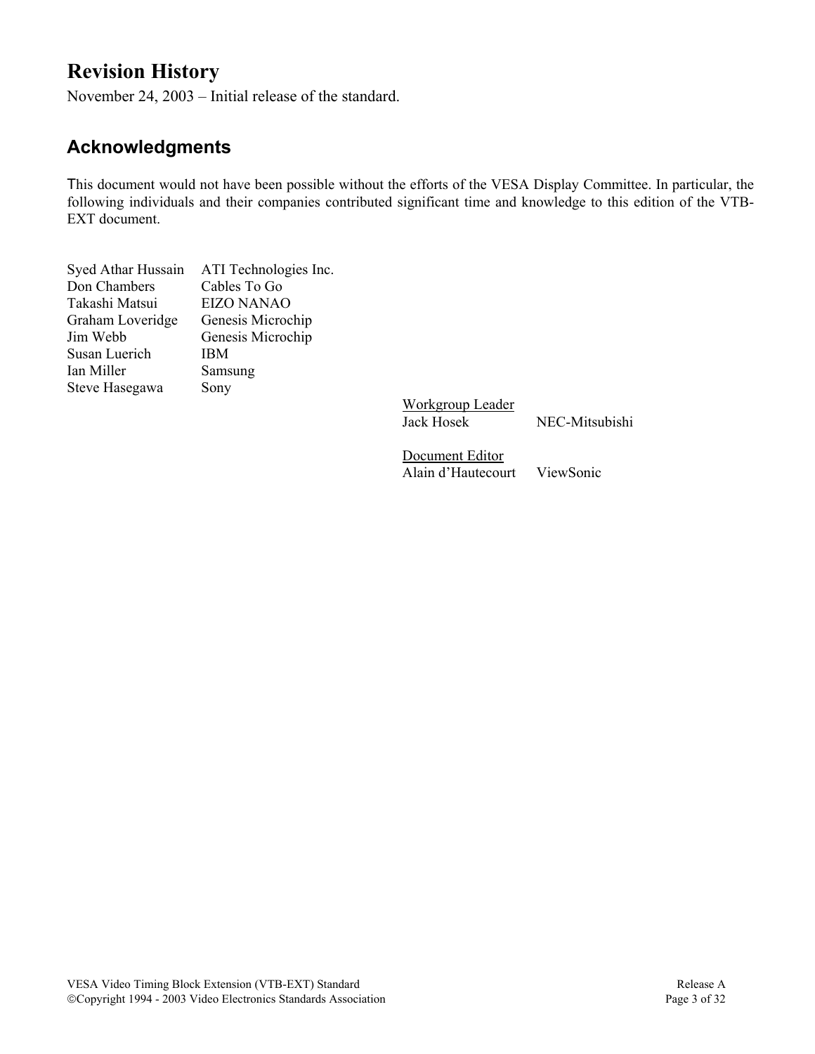# Revision History

November 24, 2003 – Initial release of the standard.

## Acknowledgments

This document would not have been possible without the efforts of the VESA Display Committee. In particular, the following individuals and their companies contributed significant time and knowledge to this edition of the VTB-EXT document.

| | |
|---|---|
| Syed Athar Hussain | ATI Technologies Inc. |
| Don Chambers | Cables To Go |
| Takashi Matsui | EIZO NANAO |
| Graham Loveridge | Genesis Microchip |
| Jim Webb | Genesis Microchip |
| Susan Luerich | IBM |
| Ian Miller | Samsung |
| Steve Hasegawa | Sony |

Workgroup Leader
Jack Hosek NEC-Mitsubishi

Document Editor
Alain d'Hautecourt ViewSonic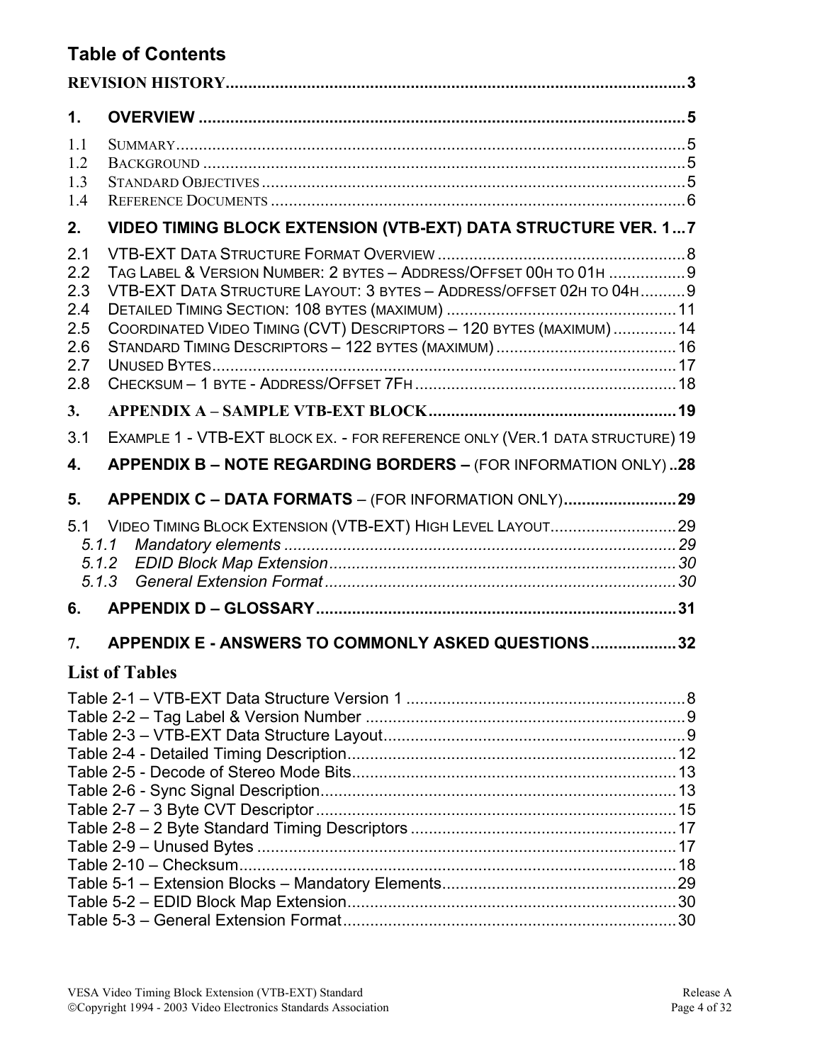# Table of Contents

**REVISION HISTORY** .......................................................... 3

**1. OVERVIEW** .......................................................... 5

1.1 SUMMARY .......................................................... 5
1.2 BACKGROUND .......................................................... 5
1.3 STANDARD OBJECTIVES .......................................................... 5
1.4 REFERENCE DOCUMENTS .......................................................... 6

**2. VIDEO TIMING BLOCK EXTENSION (VTB-EXT) DATA STRUCTURE VER. 1** ... 7

2.1 VTB-EXT DATA STRUCTURE FORMAT OVERVIEW .......................................................... 8
2.2 TAG LABEL & VERSION NUMBER: 2 BYTES – ADDRESS/OFFSET 00H TO 01H .......................................................... 9
2.3 VTB-EXT DATA STRUCTURE LAYOUT: 3 BYTES – ADDRESS/OFFSET 02H TO 04H .......................................................... 9
2.4 DETAILED TIMING SECTION: 108 BYTES (MAXIMUM) .......................................................... 11
2.5 COORDINATED VIDEO TIMING (CVT) DESCRIPTORS – 120 BYTES (MAXIMUM) .......................................................... 14
2.6 STANDARD TIMING DESCRIPTORS – 122 BYTES (MAXIMUM) .......................................................... 16
2.7 UNUSED BYTES .......................................................... 17
2.8 CHECKSUM – 1 BYTE - ADDRESS/OFFSET 7FH .......................................................... 18

**3. APPENDIX A – SAMPLE VTB-EXT BLOCK** .......................................................... 19

3.1 EXAMPLE 1 - VTB-EXT BLOCK EX. - FOR REFERENCE ONLY (VER.1 DATA STRUCTURE) 19

**4. APPENDIX B – NOTE REGARDING BORDERS –** (FOR INFORMATION ONLY) .. 28

**5. APPENDIX C – DATA FORMATS** – (FOR INFORMATION ONLY) .......................................................... 29

5.1 VIDEO TIMING BLOCK EXTENSION (VTB-EXT) HIGH LEVEL LAYOUT .......................................................... 29
- *5.1.1 Mandatory elements* .......................................................... 29
- *5.1.2 EDID Block Map Extension* .......................................................... 30
- *5.1.3 General Extension Format* .......................................................... 30

**6. APPENDIX D – GLOSSARY** .......................................................... 31

**7. APPENDIX E - ANSWERS TO COMMONLY ASKED QUESTIONS** .......................................................... 32

# List of Tables

Table 2-1 – VTB-EXT Data Structure Version 1 .......................................................... 8
Table 2-2 – Tag Label & Version Number .......................................................... 9
Table 2-3 – VTB-EXT Data Structure Layout .......................................................... 9
Table 2-4 - Detailed Timing Description .......................................................... 12
Table 2-5 - Decode of Stereo Mode Bits .......................................................... 13
Table 2-6 - Sync Signal Description .......................................................... 13
Table 2-7 – 3 Byte CVT Descriptor .......................................................... 15
Table 2-8 – 2 Byte Standard Timing Descriptors .......................................................... 17
Table 2-9 – Unused Bytes .......................................................... 17
Table 2-10 – Checksum .......................................................... 18
Table 5-1 – Extension Blocks – Mandatory Elements .......................................................... 29
Table 5-2 – EDID Block Map Extension .......................................................... 30
Table 5-3 – General Extension Format .......................................................... 30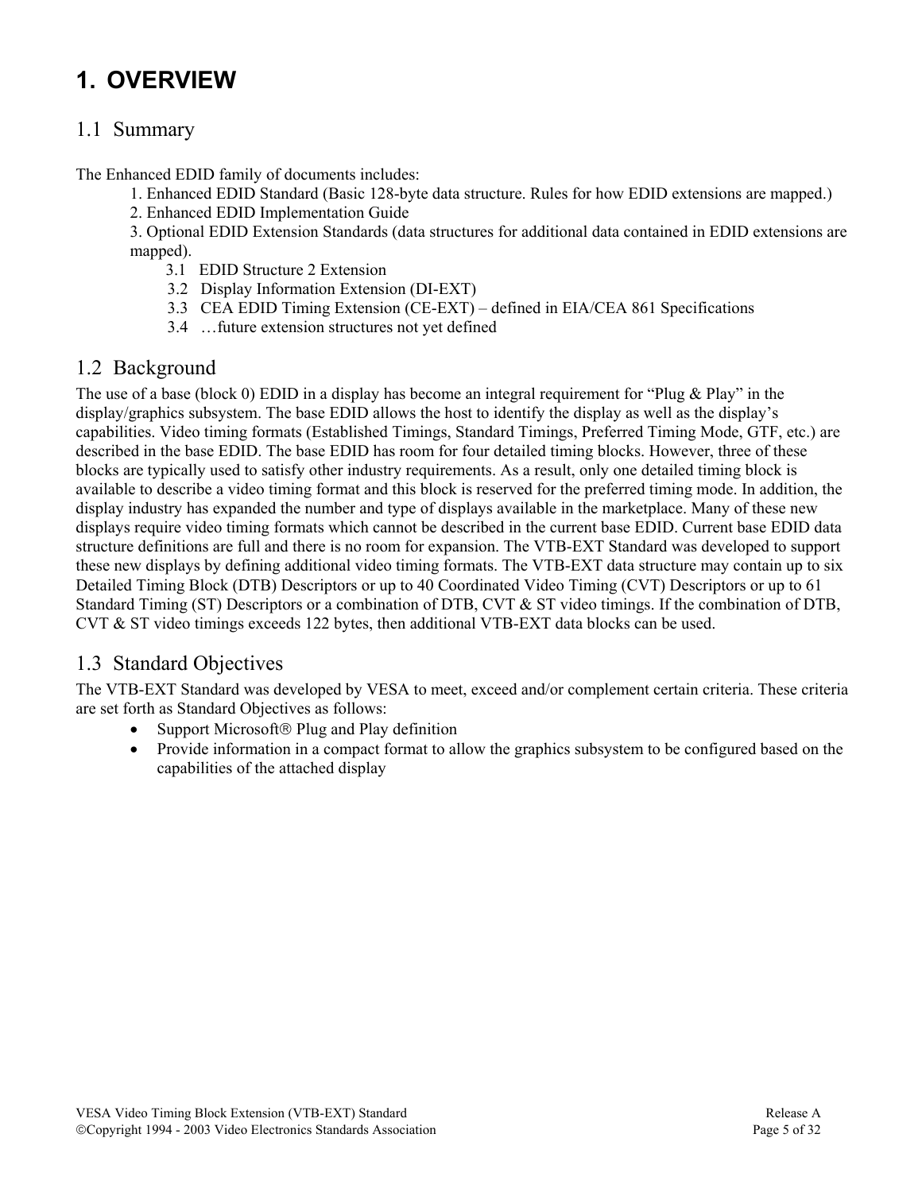# 1. OVERVIEW

## 1.1 Summary

The Enhanced EDID family of documents includes:

1. Enhanced EDID Standard (Basic 128-byte data structure. Rules for how EDID extensions are mapped.)
2. Enhanced EDID Implementation Guide
3. Optional EDID Extension Standards (data structures for additional data contained in EDID extensions are mapped).
   - 3.1 EDID Structure 2 Extension
   - 3.2 Display Information Extension (DI-EXT)
   - 3.3 CEA EDID Timing Extension (CE-EXT) – defined in EIA/CEA 861 Specifications
   - 3.4 …future extension structures not yet defined

## 1.2 Background

The use of a base (block 0) EDID in a display has become an integral requirement for "Plug & Play" in the display/graphics subsystem. The base EDID allows the host to identify the display as well as the display's capabilities. Video timing formats (Established Timings, Standard Timings, Preferred Timing Mode, GTF, etc.) are described in the base EDID. The base EDID has room for four detailed timing blocks. However, three of these blocks are typically used to satisfy other industry requirements. As a result, only one detailed timing block is available to describe a video timing format and this block is reserved for the preferred timing mode. In addition, the display industry has expanded the number and type of displays available in the marketplace. Many of these new displays require video timing formats which cannot be described in the current base EDID. Current base EDID data structure definitions are full and there is no room for expansion. The VTB-EXT Standard was developed to support these new displays by defining additional video timing formats. The VTB-EXT data structure may contain up to six Detailed Timing Block (DTB) Descriptors or up to 40 Coordinated Video Timing (CVT) Descriptors or up to 61 Standard Timing (ST) Descriptors or a combination of DTB, CVT & ST video timings. If the combination of DTB, CVT & ST video timings exceeds 122 bytes, then additional VTB-EXT data blocks can be used.

## 1.3 Standard Objectives

The VTB-EXT Standard was developed by VESA to meet, exceed and/or complement certain criteria. These criteria are set forth as Standard Objectives as follows:

- Support Microsoft® Plug and Play definition
- Provide information in a compact format to allow the graphics subsystem to be configured based on the capabilities of the attached display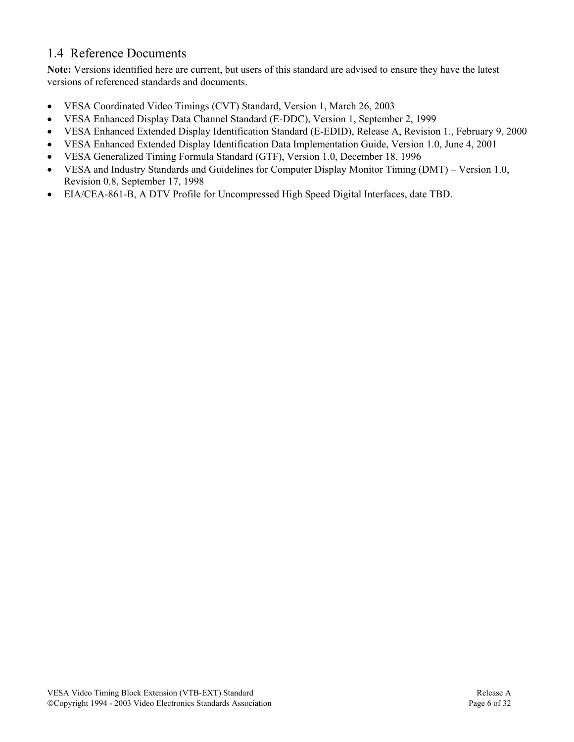## 1.4 Reference Documents

**Note:** Versions identified here are current, but users of this standard are advised to ensure they have the latest versions of referenced standards and documents.

- VESA Coordinated Video Timings (CVT) Standard, Version 1, March 26, 2003
- VESA Enhanced Display Data Channel Standard (E-DDC), Version 1, September 2, 1999
- VESA Enhanced Extended Display Identification Standard (E-EDID), Release A, Revision 1., February 9, 2000
- VESA Enhanced Extended Display Identification Data Implementation Guide, Version 1.0, June 4, 2001
- VESA Generalized Timing Formula Standard (GTF), Version 1.0, December 18, 1996
- VESA and Industry Standards and Guidelines for Computer Display Monitor Timing (DMT) – Version 1.0, Revision 0.8, September 17, 1998
- EIA/CEA-861-B, A DTV Profile for Uncompressed High Speed Digital Interfaces, date TBD.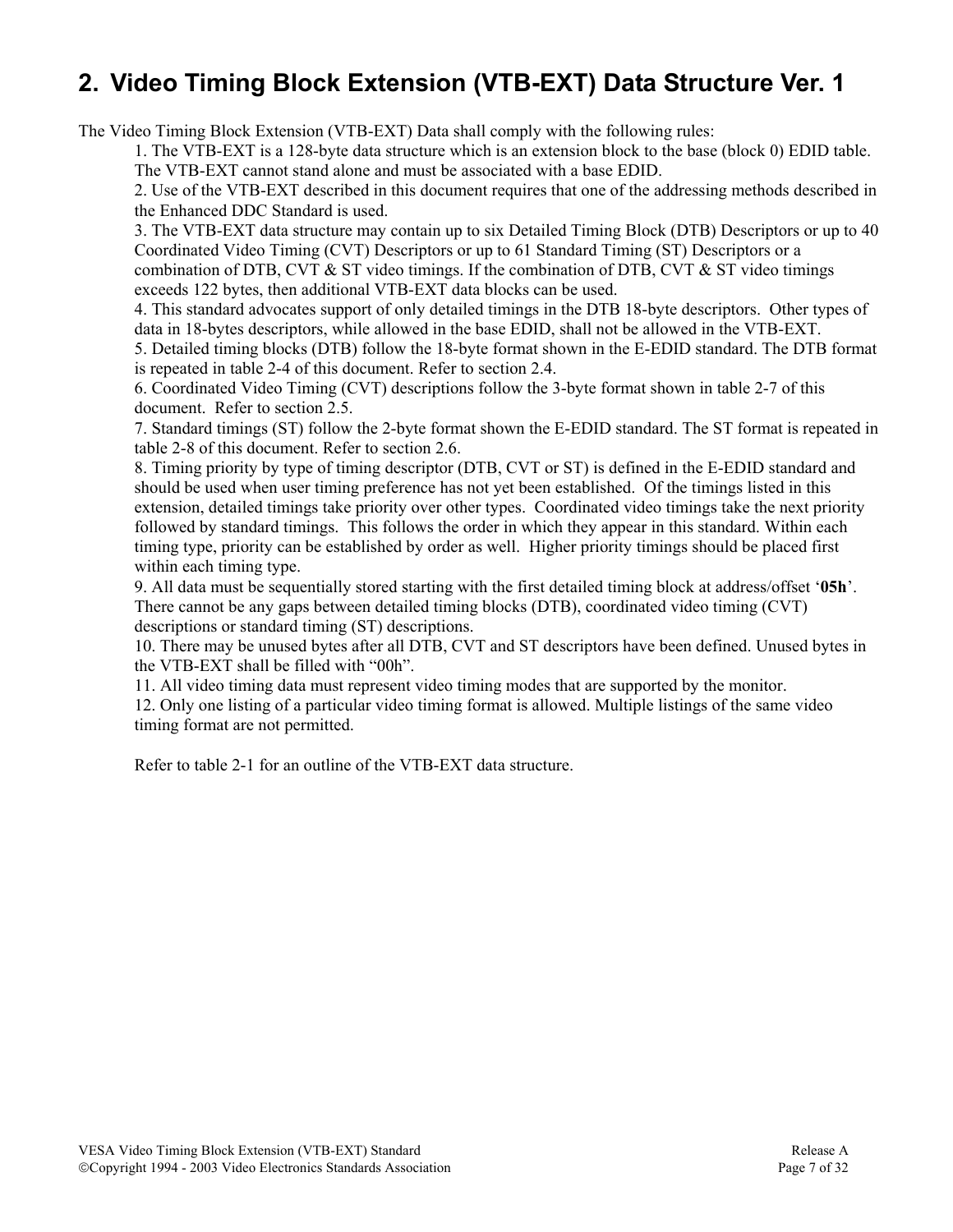## 2. Video Timing Block Extension (VTB-EXT) Data Structure Ver. 1

The Video Timing Block Extension (VTB-EXT) Data shall comply with the following rules:

1. The VTB-EXT is a 128-byte data structure which is an extension block to the base (block 0) EDID table. The VTB-EXT cannot stand alone and must be associated with a base EDID.
2. Use of the VTB-EXT described in this document requires that one of the addressing methods described in the Enhanced DDC Standard is used.
3. The VTB-EXT data structure may contain up to six Detailed Timing Block (DTB) Descriptors or up to 40 Coordinated Video Timing (CVT) Descriptors or up to 61 Standard Timing (ST) Descriptors or a combination of DTB, CVT & ST video timings. If the combination of DTB, CVT & ST video timings exceeds 122 bytes, then additional VTB-EXT data blocks can be used.
4. This standard advocates support of only detailed timings in the DTB 18-byte descriptors. Other types of data in 18-bytes descriptors, while allowed in the base EDID, shall not be allowed in the VTB-EXT.
5. Detailed timing blocks (DTB) follow the 18-byte format shown in the E-EDID standard. The DTB format is repeated in table 2-4 of this document. Refer to section 2.4.
6. Coordinated Video Timing (CVT) descriptions follow the 3-byte format shown in table 2-7 of this document. Refer to section 2.5.
7. Standard timings (ST) follow the 2-byte format shown the E-EDID standard. The ST format is repeated in table 2-8 of this document. Refer to section 2.6.
8. Timing priority by type of timing descriptor (DTB, CVT or ST) is defined in the E-EDID standard and should be used when user timing preference has not yet been established. Of the timings listed in this extension, detailed timings take priority over other types. Coordinated video timings take the next priority followed by standard timings. This follows the order in which they appear in this standard. Within each timing type, priority can be established by order as well. Higher priority timings should be placed first within each timing type.
9. All data must be sequentially stored starting with the first detailed timing block at address/offset '**05h**'. There cannot be any gaps between detailed timing blocks (DTB), coordinated video timing (CVT) descriptions or standard timing (ST) descriptions.
10. There may be unused bytes after all DTB, CVT and ST descriptors have been defined. Unused bytes in the VTB-EXT shall be filled with "00h".
11. All video timing data must represent video timing modes that are supported by the monitor.
12. Only one listing of a particular video timing format is allowed. Multiple listings of the same video timing format are not permitted.

Refer to table 2-1 for an outline of the VTB-EXT data structure.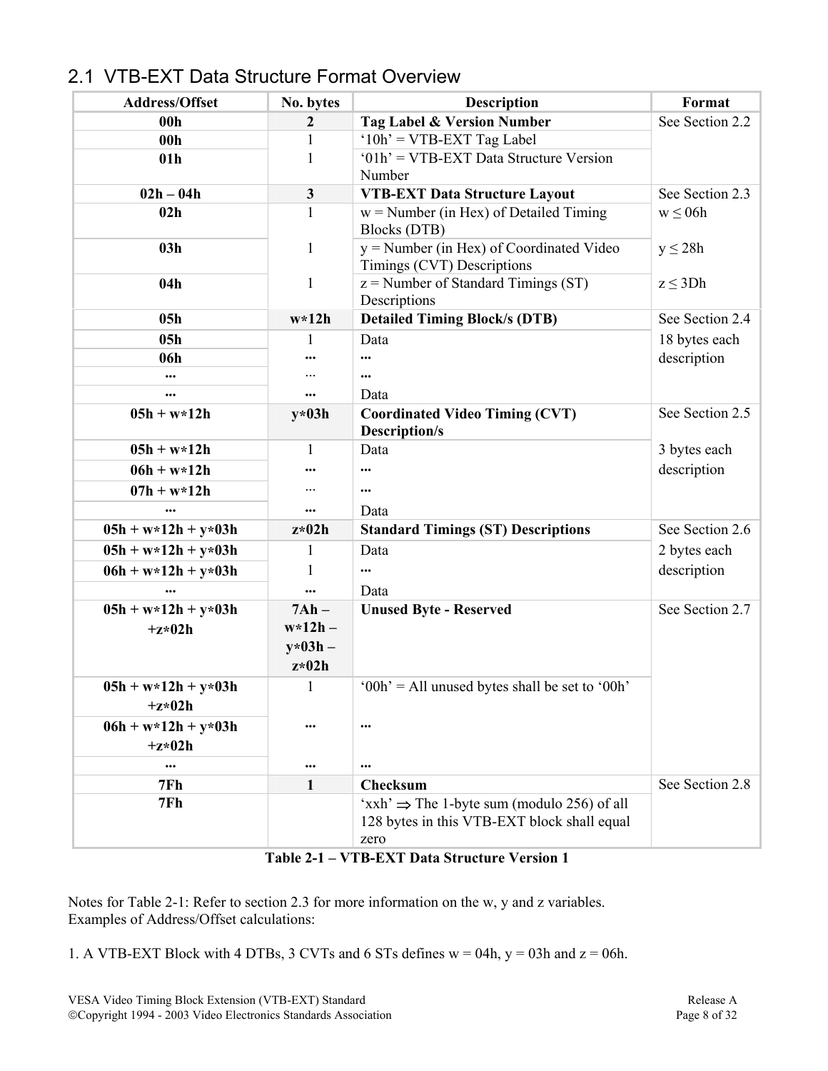## 2.1 VTB-EXT Data Structure Format Overview

| Address/Offset | No. bytes | Description | Format |
|---|---|---|---|
| **00h** | **2** | **Tag Label & Version Number** | See Section 2.2 |
| **00h** | 1 | ‘10h’ = VTB-EXT Tag Label | |
| **01h** | 1 | ‘01h’ = VTB-EXT Data Structure Version Number | |
| **02h – 04h** | **3** | **VTB-EXT Data Structure Layout** | See Section 2.3 |
| **02h** | 1 | w = Number (in Hex) of Detailed Timing Blocks (DTB) | w ≤ 06h |
| **03h** | 1 | y = Number (in Hex) of Coordinated Video Timings (CVT) Descriptions | y ≤ 28h |
| **04h** | 1 | z = Number of Standard Timings (ST) Descriptions | z ≤ 3Dh |
| **05h** | **w*12h** | **Detailed Timing Block/s (DTB)** | See Section 2.4 |
| **05h** | 1 | Data | 18 bytes each description |
| **06h** | ... | ... | |
| ... | ... | ... | |
| ... | ... | Data | |
| **05h + w*12h** | **y*03h** | **Coordinated Video Timing (CVT) Description/s** | See Section 2.5 |
| **05h + w*12h** | 1 | Data | 3 bytes each description |
| **06h + w*12h** | ... | ... | |
| **07h + w*12h** | ... | ... | |
| ... | ... | Data | |
| **05h + w*12h + y*03h** | **z*02h** | **Standard Timings (ST) Descriptions** | See Section 2.6 |
| **05h + w*12h + y*03h** | 1 | Data | 2 bytes each description |
| **06h + w*12h + y*03h** | 1 | ... | |
| ... | ... | Data | |
| **05h + w*12h + y*03h +z*02h** | **7Ah – w*12h – y*03h – z*02h** | **Unused Byte - Reserved** | See Section 2.7 |
| **05h + w*12h + y*03h +z*02h** | 1 | ‘00h’ = All unused bytes shall be set to ‘00h’ | |
| **06h + w*12h + y*03h +z*02h** | ... | ... | |
| ... | ... | ... | |
| **7Fh** | **1** | **Checksum** | See Section 2.8 |
| **7Fh** | | ‘xxh’ ⇒ The 1-byte sum (modulo 256) of all 128 bytes in this VTB-EXT block shall equal zero | |

**Table 2-1 – VTB-EXT Data Structure Version 1**

Notes for Table 2-1: Refer to section 2.3 for more information on the w, y and z variables.
Examples of Address/Offset calculations:

1. A VTB-EXT Block with 4 DTBs, 3 CVTs and 6 STs defines w = 04h, y = 03h and z = 06h.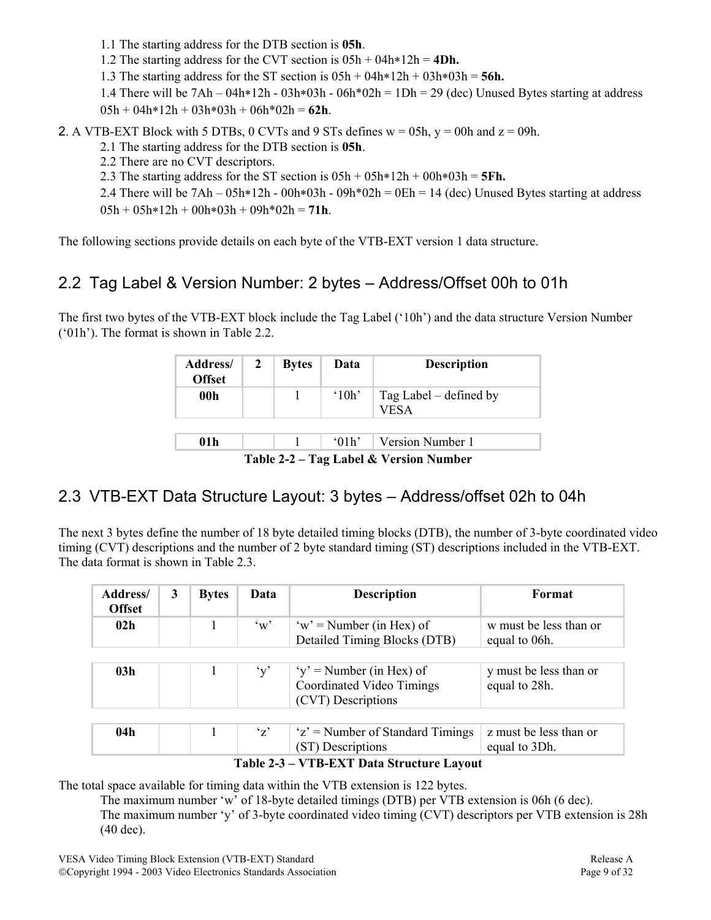1.1 The starting address for the DTB section is **05h**.

1.2 The starting address for the CVT section is 05h + 04h∗12h = **4Dh.**

1.3 The starting address for the ST section is 05h + 04h∗12h + 03h∗03h = **56h.**

1.4 There will be 7Ah – 04h∗12h - 03h∗03h - 06h*02h = 1Dh = 29 (dec) Unused Bytes starting at address 05h + 04h∗12h + 03h∗03h + 06h*02h = **62h**.

2. A VTB-EXT Block with 5 DTBs, 0 CVTs and 9 STs defines w = 05h, y = 00h and z = 09h.

2.1 The starting address for the DTB section is **05h**.

2.2 There are no CVT descriptors.

2.3 The starting address for the ST section is 05h + 05h∗12h + 00h∗03h = **5Fh.**

2.4 There will be 7Ah – 05h∗12h - 00h∗03h - 09h*02h = 0Eh = 14 (dec) Unused Bytes starting at address 05h + 05h∗12h + 00h∗03h + 09h*02h = **71h**.

The following sections provide details on each byte of the VTB-EXT version 1 data structure.

## 2.2 Tag Label & Version Number: 2 bytes – Address/Offset 00h to 01h

The first two bytes of the VTB-EXT block include the Tag Label ('10h') and the data structure Version Number ('01h'). The format is shown in Table 2.2.

| Address/ Offset | 2 | Bytes | Data | Description |
|---|---|---|---|---|
| **00h** | | 1 | '10h' | Tag Label – defined by VESA |
| **01h** | | 1 | '01h' | Version Number 1 |

**Table 2-2 – Tag Label & Version Number**

## 2.3 VTB-EXT Data Structure Layout: 3 bytes – Address/offset 02h to 04h

The next 3 bytes define the number of 18 byte detailed timing blocks (DTB), the number of 3-byte coordinated video timing (CVT) descriptions and the number of 2 byte standard timing (ST) descriptions included in the VTB-EXT. The data format is shown in Table 2.3.

| Address/ Offset | 3 | Bytes | Data | Description | Format |
|---|---|---|---|---|---|
| **02h** | | 1 | 'w' | 'w' = Number (in Hex) of Detailed Timing Blocks (DTB) | w must be less than or equal to 06h. |
| **03h** | | 1 | 'y' | 'y' = Number (in Hex) of Coordinated Video Timings (CVT) Descriptions | y must be less than or equal to 28h. |
| **04h** | | 1 | 'z' | 'z' = Number of Standard Timings (ST) Descriptions | z must be less than or equal to 3Dh. |

**Table 2-3 – VTB-EXT Data Structure Layout**

The total space available for timing data within the VTB extension is 122 bytes.

The maximum number 'w' of 18-byte detailed timings (DTB) per VTB extension is 06h (6 dec).

The maximum number 'y' of 3-byte coordinated video timing (CVT) descriptors per VTB extension is 28h (40 dec).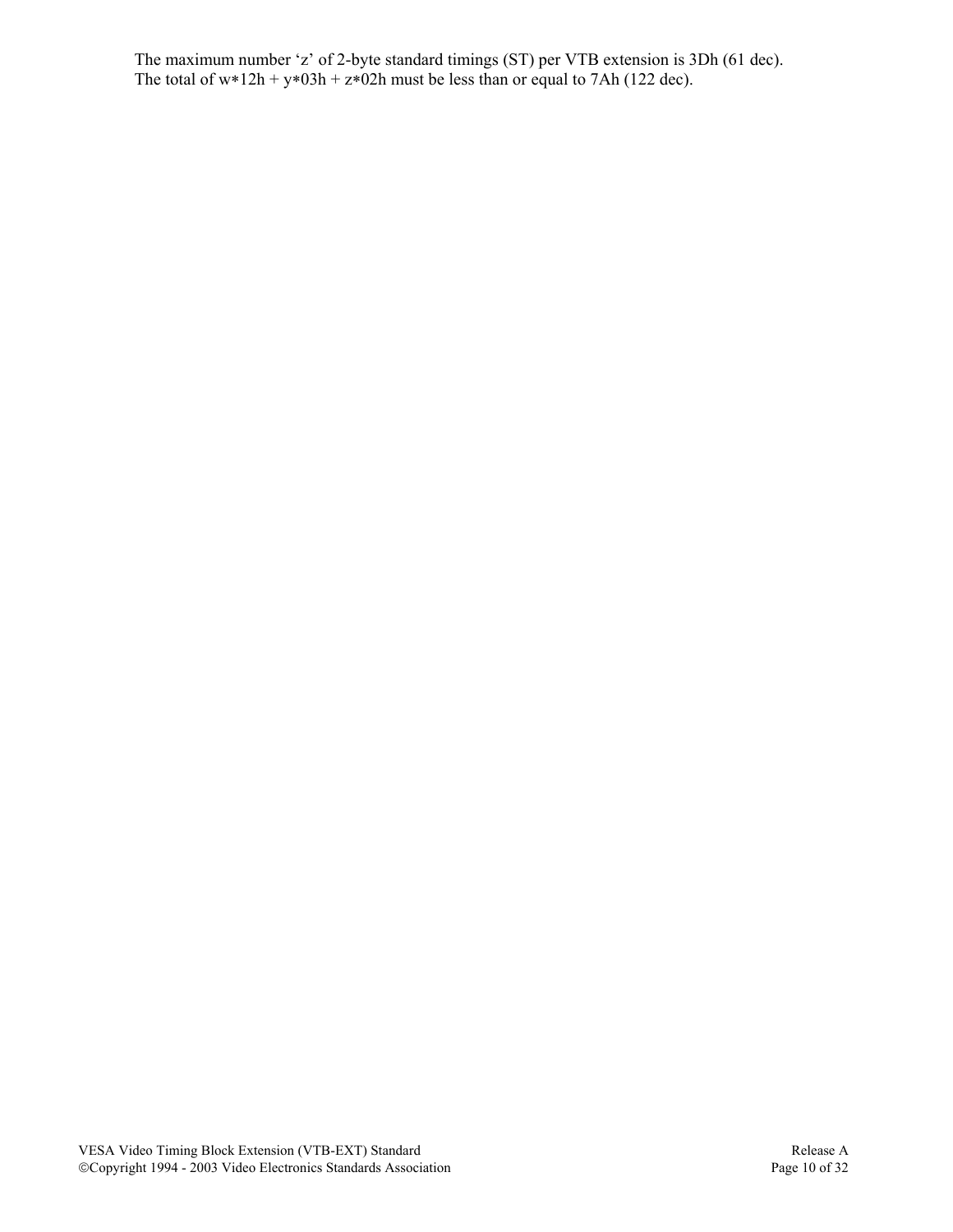The maximum number ‘z’ of 2-byte standard timings (ST) per VTB extension is 3Dh (61 dec).
The total of w∗12h + y∗03h + z∗02h must be less than or equal to 7Ah (122 dec).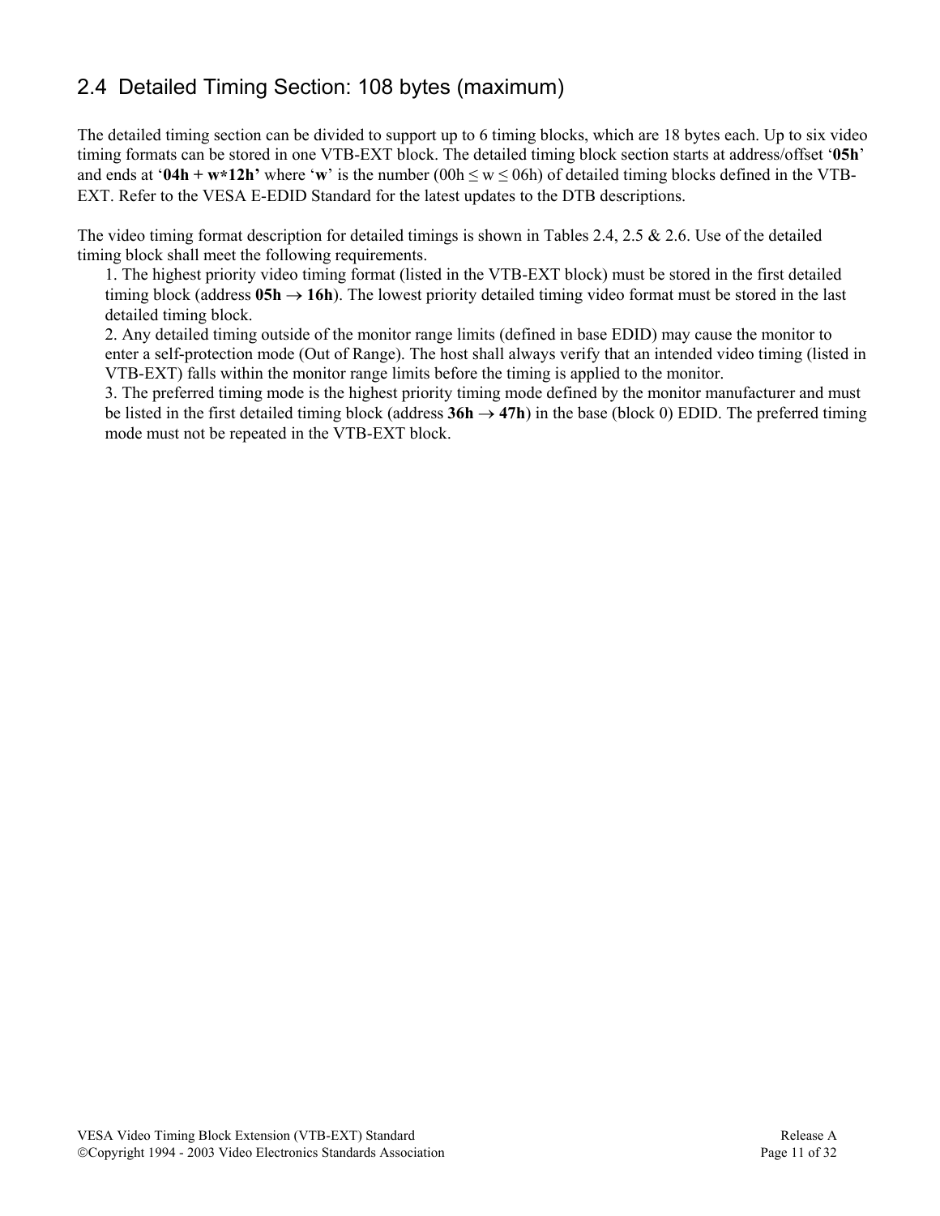## 2.4 Detailed Timing Section: 108 bytes (maximum)

The detailed timing section can be divided to support up to 6 timing blocks, which are 18 bytes each. Up to six video timing formats can be stored in one VTB-EXT block. The detailed timing block section starts at address/offset '**05h**' and ends at '**04h + w*12h'** where '**w**' is the number (00h ≤ w ≤ 06h) of detailed timing blocks defined in the VTB-EXT. Refer to the VESA E-EDID Standard for the latest updates to the DTB descriptions.

The video timing format description for detailed timings is shown in Tables 2.4, 2.5 & 2.6. Use of the detailed timing block shall meet the following requirements.

1. The highest priority video timing format (listed in the VTB-EXT block) must be stored in the first detailed timing block (address **05h → 16h**). The lowest priority detailed timing video format must be stored in the last detailed timing block.
2. Any detailed timing outside of the monitor range limits (defined in base EDID) may cause the monitor to enter a self-protection mode (Out of Range). The host shall always verify that an intended video timing (listed in VTB-EXT) falls within the monitor range limits before the timing is applied to the monitor.
3. The preferred timing mode is the highest priority timing mode defined by the monitor manufacturer and must be listed in the first detailed timing block (address **36h → 47h**) in the base (block 0) EDID. The preferred timing mode must not be repeated in the VTB-EXT block.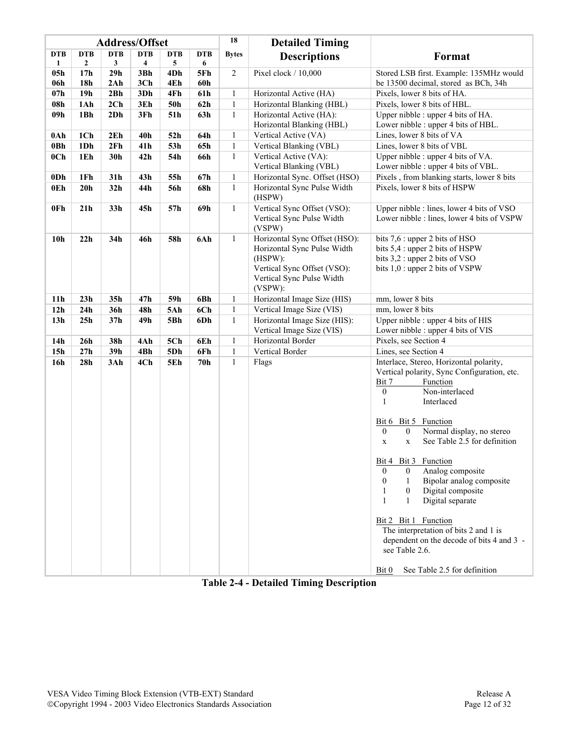| Address/Offset | | | | | | 18 | Detailed Timing | |
|---|---|---|---|---|---|---|---|---|
| **DTB 1** | **DTB 2** | **DTB 3** | **DTB 4** | **DTB 5** | **DTB 6** | **Bytes** | **Descriptions** | **Format** |
| **05h**<br>**06h** | **17h**<br>**18h** | **29h**<br>**2Ah** | **3Bh**<br>**3Ch** | **4Dh**<br>**4Eh** | **5Fh**<br>**60h** | 2 | Pixel clock / 10,000 | Stored LSB first. Example: 135MHz would be 13500 decimal, stored as BCh, 34h |
| **07h** | **19h** | **2Bh** | **3Dh** | **4Fh** | **61h** | 1 | Horizontal Active (HA) | Pixels, lower 8 bits of HA. |
| **08h** | **1Ah** | **2Ch** | **3Eh** | **50h** | **62h** | 1 | Horizontal Blanking (HBL) | Pixels, lower 8 bits of HBL. |
| **09h** | **1Bh** | **2Dh** | **3Fh** | **51h** | **63h** | 1 | Horizontal Active (HA):<br>Horizontal Blanking (HBL) | Upper nibble : upper 4 bits of HA.<br>Lower nibble : upper 4 bits of HBL. |
| **0Ah** | **1Ch** | **2Eh** | **40h** | **52h** | **64h** | 1 | Vertical Active (VA) | Lines, lower 8 bits of VA |
| **0Bh** | **1Dh** | **2Fh** | **41h** | **53h** | **65h** | 1 | Vertical Blanking (VBL) | Lines, lower 8 bits of VBL |
| **0Ch** | **1Eh** | **30h** | **42h** | **54h** | **66h** | 1 | Vertical Active (VA):<br>Vertical Blanking (VBL) | Upper nibble : upper 4 bits of VA.<br>Lower nibble : upper 4 bits of VBL. |
| **0Dh** | **1Fh** | **31h** | **43h** | **55h** | **67h** | 1 | Horizontal Sync. Offset (HSO) | Pixels , from blanking starts, lower 8 bits |
| **0Eh** | **20h** | **32h** | **44h** | **56h** | **68h** | 1 | Horizontal Sync Pulse Width (HSPW) | Pixels, lower 8 bits of HSPW |
| **0Fh** | **21h** | **33h** | **45h** | **57h** | **69h** | 1 | Vertical Sync Offset (VSO):<br>Vertical Sync Pulse Width (VSPW) | Upper nibble : lines, lower 4 bits of VSO<br>Lower nibble : lines, lower 4 bits of VSPW |
| **10h** | **22h** | **34h** | **46h** | **58h** | **6Ah** | 1 | Horizontal Sync Offset (HSO):<br>Horizontal Sync Pulse Width (HSPW):<br>Vertical Sync Offset (VSO):<br>Vertical Sync Pulse Width (VSPW): | bits 7,6 : upper 2 bits of HSO<br>bits 5,4 : upper 2 bits of HSPW<br>bits 3,2 : upper 2 bits of VSO<br>bits 1,0 : upper 2 bits of VSPW |
| **11h** | **23h** | **35h** | **47h** | **59h** | **6Bh** | 1 | Horizontal Image Size (HIS) | mm, lower 8 bits |
| **12h** | **24h** | **36h** | **48h** | **5Ah** | **6Ch** | 1 | Vertical Image Size (VIS) | mm, lower 8 bits |
| **13h** | **25h** | **37h** | **49h** | **5Bh** | **6Dh** | 1 | Horizontal Image Size (HIS):<br>Vertical Image Size (VIS) | Upper nibble : upper 4 bits of HIS<br>Lower nibble : upper 4 bits of VIS |
| **14h** | **26h** | **38h** | **4Ah** | **5Ch** | **6Eh** | 1 | Horizontal Border | Pixels, see Section 4 |
| **15h** | **27h** | **39h** | **4Bh** | **5Dh** | **6Fh** | 1 | Vertical Border | Lines, see Section 4 |
| **16h** | **28h** | **3Ah** | **4Ch** | **5Eh** | **70h** | 1 | Flags | Interlace, Stereo, Horizontal polarity, Vertical polarity, Sync Configuration, etc.<br>Bit 7 — Function<br>0 — Non-interlaced<br>1 — Interlaced<br><br>Bit 6 Bit 5 — Function<br>0 0 — Normal display, no stereo<br>x x — See Table 2.5 for definition<br><br>Bit 4 Bit 3 — Function<br>0 0 — Analog composite<br>0 1 — Bipolar analog composite<br>1 0 — Digital composite<br>1 1 — Digital separate<br><br>Bit 2 Bit 1 — Function<br>The interpretation of bits 2 and 1 is dependent on the decode of bits 4 and 3 - see Table 2.6.<br><br>Bit 0 — See Table 2.5 for definition |

**Table 2-4 - Detailed Timing Description**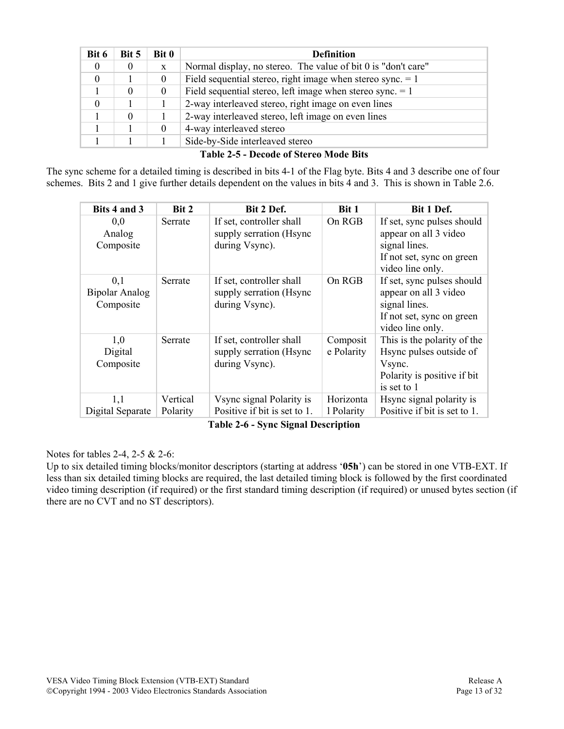| Bit 6 | Bit 5 | Bit 0 | Definition |
|---|---|---|---|
| 0 | 0 | x | Normal display, no stereo. The value of bit 0 is "don't care" |
| 0 | 1 | 0 | Field sequential stereo, right image when stereo sync. = 1 |
| 1 | 0 | 0 | Field sequential stereo, left image when stereo sync. = 1 |
| 0 | 1 | 1 | 2-way interleaved stereo, right image on even lines |
| 1 | 0 | 1 | 2-way interleaved stereo, left image on even lines |
| 1 | 1 | 0 | 4-way interleaved stereo |
| 1 | 1 | 1 | Side-by-Side interleaved stereo |

**Table 2-5 - Decode of Stereo Mode Bits**

The sync scheme for a detailed timing is described in bits 4-1 of the Flag byte. Bits 4 and 3 describe one of four schemes. Bits 2 and 1 give further details dependent on the values in bits 4 and 3. This is shown in Table 2.6.

| Bits 4 and 3 | Bit 2 | Bit 2 Def. | Bit 1 | Bit 1 Def. |
|---|---|---|---|---|
| 0,0 Analog Composite | Serrate | If set, controller shall supply serration (Hsync during Vsync). | On RGB | If set, sync pulses should appear on all 3 video signal lines. If not set, sync on green video line only. |
| 0,1 Bipolar Analog Composite | Serrate | If set, controller shall supply serration (Hsync during Vsync). | On RGB | If set, sync pulses should appear on all 3 video signal lines. If not set, sync on green video line only. |
| 1,0 Digital Composite | Serrate | If set, controller shall supply serration (Hsync during Vsync). | Composite Polarity | This is the polarity of the Hsync pulses outside of Vsync. Polarity is positive if bit is set to 1 |
| 1,1 Digital Separate | Vertical Polarity | Vsync signal Polarity is Positive if bit is set to 1. | Horizontal Polarity | Hsync signal polarity is Positive if bit is set to 1. |

**Table 2-6 - Sync Signal Description**

Notes for tables 2-4, 2-5 & 2-6:
Up to six detailed timing blocks/monitor descriptors (starting at address '**05h**') can be stored in one VTB-EXT. If less than six detailed timing blocks are required, the last detailed timing block is followed by the first coordinated video timing description (if required) or the first standard timing description (if required) or unused bytes section (if there are no CVT and no ST descriptors).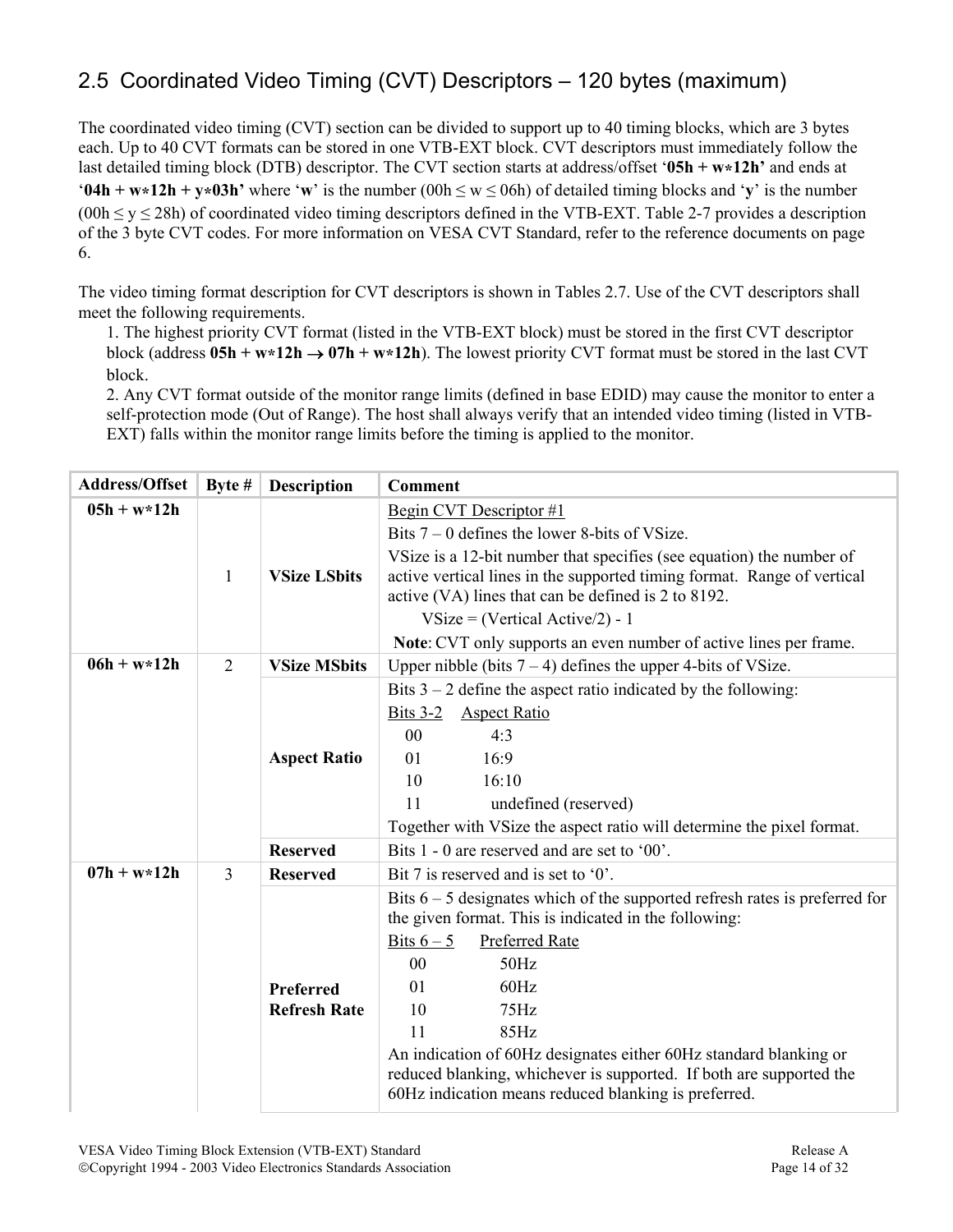## 2.5 Coordinated Video Timing (CVT) Descriptors – 120 bytes (maximum)

The coordinated video timing (CVT) section can be divided to support up to 40 timing blocks, which are 3 bytes each. Up to 40 CVT formats can be stored in one VTB-EXT block. CVT descriptors must immediately follow the last detailed timing block (DTB) descriptor. The CVT section starts at address/offset '**05h + w*12h**' and ends at '**04h + w*12h + y*03h**' where '**w**' is the number (00h ≤ w ≤ 06h) of detailed timing blocks and '**y**' is the number (00h ≤ y ≤ 28h) of coordinated video timing descriptors defined in the VTB-EXT. Table 2-7 provides a description of the 3 byte CVT codes. For more information on VESA CVT Standard, refer to the reference documents on page 6.

The video timing format description for CVT descriptors is shown in Tables 2.7. Use of the CVT descriptors shall meet the following requirements.

1. The highest priority CVT format (listed in the VTB-EXT block) must be stored in the first CVT descriptor block (address **05h + w*12h → 07h + w*12h**). The lowest priority CVT format must be stored in the last CVT block.
2. Any CVT format outside of the monitor range limits (defined in base EDID) may cause the monitor to enter a self-protection mode (Out of Range). The host shall always verify that an intended video timing (listed in VTB-EXT) falls within the monitor range limits before the timing is applied to the monitor.

| Address/Offset | Byte # | Description | Comment |
|---|---|---|---|
| **05h + w*12h** | 1 | **VSize LSbits** | Begin CVT Descriptor #1<br>Bits 7 – 0 defines the lower 8-bits of VSize.<br>VSize is a 12-bit number that specifies (see equation) the number of active vertical lines in the supported timing format. Range of vertical active (VA) lines that can be defined is 2 to 8192.<br>VSize = (Vertical Active/2) - 1<br>**Note**: CVT only supports an even number of active lines per frame. |
| **06h + w*12h** | 2 | **VSize MSbits** | Upper nibble (bits 7 – 4) defines the upper 4-bits of VSize. |
| | | **Aspect Ratio** | Bits 3 – 2 define the aspect ratio indicated by the following:<br>Bits 3-2 Aspect Ratio<br>00 4:3<br>01 16:9<br>10 16:10<br>11 undefined (reserved)<br>Together with VSize the aspect ratio will determine the pixel format. |
| | | **Reserved** | Bits 1 - 0 are reserved and are set to '00'. |
| **07h + w*12h** | 3 | **Reserved** | Bit 7 is reserved and is set to '0'. |
| | | **Preferred Refresh Rate** | Bits 6 – 5 designates which of the supported refresh rates is preferred for the given format. This is indicated in the following:<br>Bits 6 – 5 Preferred Rate<br>00 50Hz<br>01 60Hz<br>10 75Hz<br>11 85Hz<br>An indication of 60Hz designates either 60Hz standard blanking or reduced blanking, whichever is supported. If both are supported the 60Hz indication means reduced blanking is preferred. |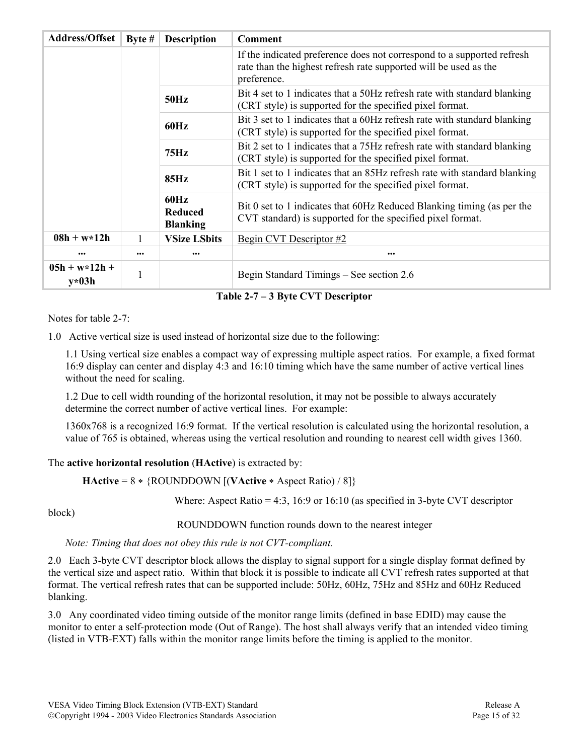| Address/Offset | Byte # | Description | Comment |
|---|---|---|---|
| | | | If the indicated preference does not correspond to a supported refresh rate than the highest refresh rate supported will be used as the preference. |
| | | **50Hz** | Bit 4 set to 1 indicates that a 50Hz refresh rate with standard blanking (CRT style) is supported for the specified pixel format. |
| | | **60Hz** | Bit 3 set to 1 indicates that a 60Hz refresh rate with standard blanking (CRT style) is supported for the specified pixel format. |
| | | **75Hz** | Bit 2 set to 1 indicates that a 75Hz refresh rate with standard blanking (CRT style) is supported for the specified pixel format. |
| | | **85Hz** | Bit 1 set to 1 indicates that an 85Hz refresh rate with standard blanking (CRT style) is supported for the specified pixel format. |
| | | **60Hz Reduced Blanking** | Bit 0 set to 1 indicates that 60Hz Reduced Blanking timing (as per the CVT standard) is supported for the specified pixel format. |
| **08h + w*12h** | 1 | **VSize LSbits** | Begin CVT Descriptor #2 |
| **...** | **...** | **...** | **...** |
| **05h + w*12h + y*03h** | 1 | | Begin Standard Timings – See section 2.6 |

**Table 2-7 – 3 Byte CVT Descriptor**

Notes for table 2-7:

1.0 Active vertical size is used instead of horizontal size due to the following:

1.1 Using vertical size enables a compact way of expressing multiple aspect ratios. For example, a fixed format 16:9 display can center and display 4:3 and 16:10 timing which have the same number of active vertical lines without the need for scaling.

1.2 Due to cell width rounding of the horizontal resolution, it may not be possible to always accurately determine the correct number of active vertical lines. For example:

1360x768 is a recognized 16:9 format. If the vertical resolution is calculated using the horizontal resolution, a value of 765 is obtained, whereas using the vertical resolution and rounding to nearest cell width gives 1360.

The **active horizontal resolution** (**HActive**) is extracted by:

**HActive** = 8 * {ROUNDDOWN [(**VActive** * Aspect Ratio) / 8]}

Where: Aspect Ratio = 4:3, 16:9 or 16:10 (as specified in 3-byte CVT descriptor block)

ROUNDDOWN function rounds down to the nearest integer

*Note: Timing that does not obey this rule is not CVT-compliant.*

2.0 Each 3-byte CVT descriptor block allows the display to signal support for a single display format defined by the vertical size and aspect ratio. Within that block it is possible to indicate all CVT refresh rates supported at that format. The vertical refresh rates that can be supported include: 50Hz, 60Hz, 75Hz and 85Hz and 60Hz Reduced blanking.

3.0 Any coordinated video timing outside of the monitor range limits (defined in base EDID) may cause the monitor to enter a self-protection mode (Out of Range). The host shall always verify that an intended video timing (listed in VTB-EXT) falls within the monitor range limits before the timing is applied to the monitor.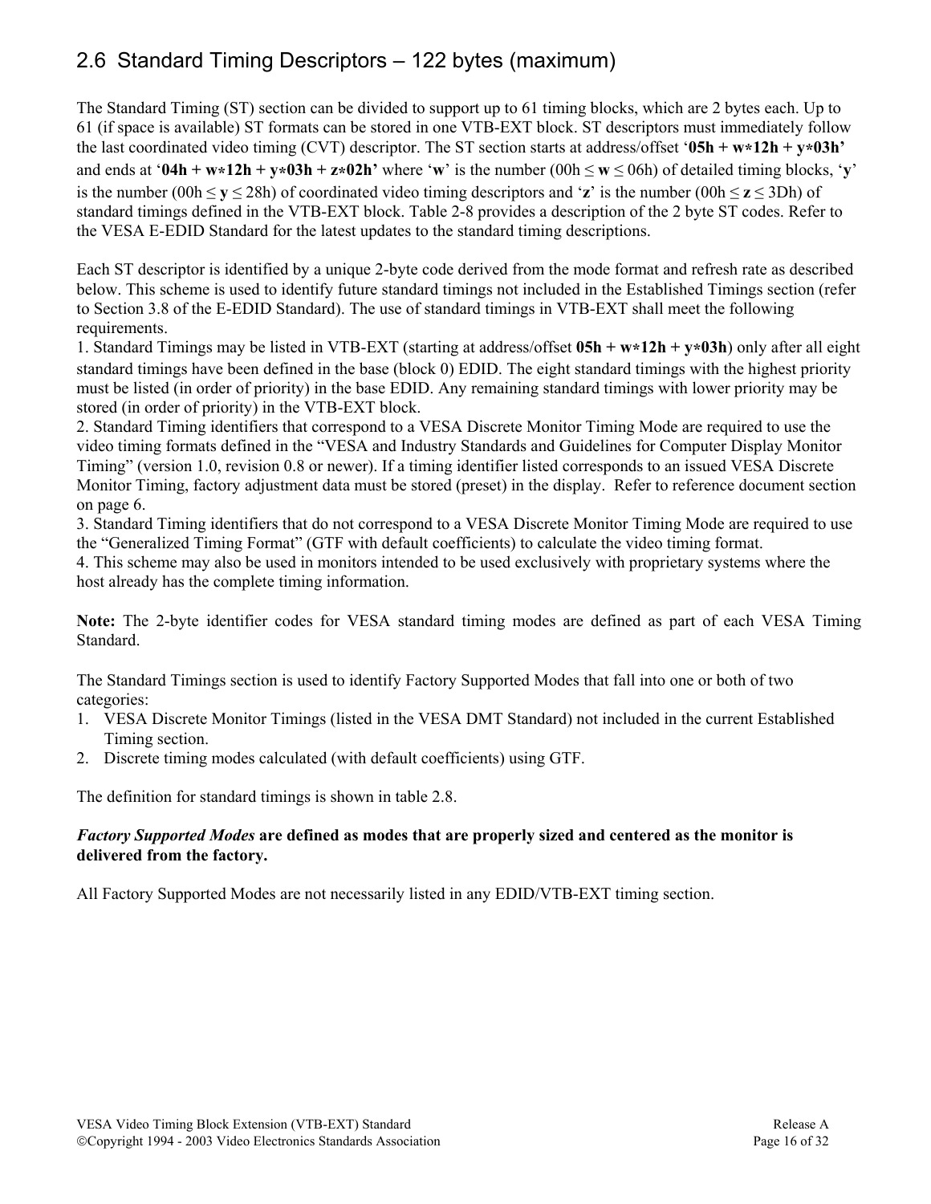## 2.6 Standard Timing Descriptors – 122 bytes (maximum)

The Standard Timing (ST) section can be divided to support up to 61 timing blocks, which are 2 bytes each. Up to 61 (if space is available) ST formats can be stored in one VTB-EXT block. ST descriptors must immediately follow the last coordinated video timing (CVT) descriptor. The ST section starts at address/offset '**05h + w*12h + y*03h'** and ends at '**04h + w*12h + y*03h + z*02h'** where '**w**' is the number (00h ≤ **w** ≤ 06h) of detailed timing blocks, '**y**' is the number (00h ≤ **y** ≤ 28h) of coordinated video timing descriptors and '**z**' is the number (00h ≤ **z** ≤ 3Dh) of standard timings defined in the VTB-EXT block. Table 2-8 provides a description of the 2 byte ST codes. Refer to the VESA E-EDID Standard for the latest updates to the standard timing descriptions.

Each ST descriptor is identified by a unique 2-byte code derived from the mode format and refresh rate as described below. This scheme is used to identify future standard timings not included in the Established Timings section (refer to Section 3.8 of the E-EDID Standard). The use of standard timings in VTB-EXT shall meet the following requirements.

1. Standard Timings may be listed in VTB-EXT (starting at address/offset **05h + w*12h + y*03h**) only after all eight standard timings have been defined in the base (block 0) EDID. The eight standard timings with the highest priority must be listed (in order of priority) in the base EDID. Any remaining standard timings with lower priority may be stored (in order of priority) in the VTB-EXT block.
2. Standard Timing identifiers that correspond to a VESA Discrete Monitor Timing Mode are required to use the video timing formats defined in the "VESA and Industry Standards and Guidelines for Computer Display Monitor Timing" (version 1.0, revision 0.8 or newer). If a timing identifier listed corresponds to an issued VESA Discrete Monitor Timing, factory adjustment data must be stored (preset) in the display. Refer to reference document section on page 6.
3. Standard Timing identifiers that do not correspond to a VESA Discrete Monitor Timing Mode are required to use the "Generalized Timing Format" (GTF with default coefficients) to calculate the video timing format.
4. This scheme may also be used in monitors intended to be used exclusively with proprietary systems where the host already has the complete timing information.

**Note:** The 2-byte identifier codes for VESA standard timing modes are defined as part of each VESA Timing Standard.

The Standard Timings section is used to identify Factory Supported Modes that fall into one or both of two categories:

1. VESA Discrete Monitor Timings (listed in the VESA DMT Standard) not included in the current Established Timing section.
2. Discrete timing modes calculated (with default coefficients) using GTF.

The definition for standard timings is shown in table 2.8.

***Factory Supported Modes*** **are defined as modes that are properly sized and centered as the monitor is delivered from the factory.**

All Factory Supported Modes are not necessarily listed in any EDID/VTB-EXT timing section.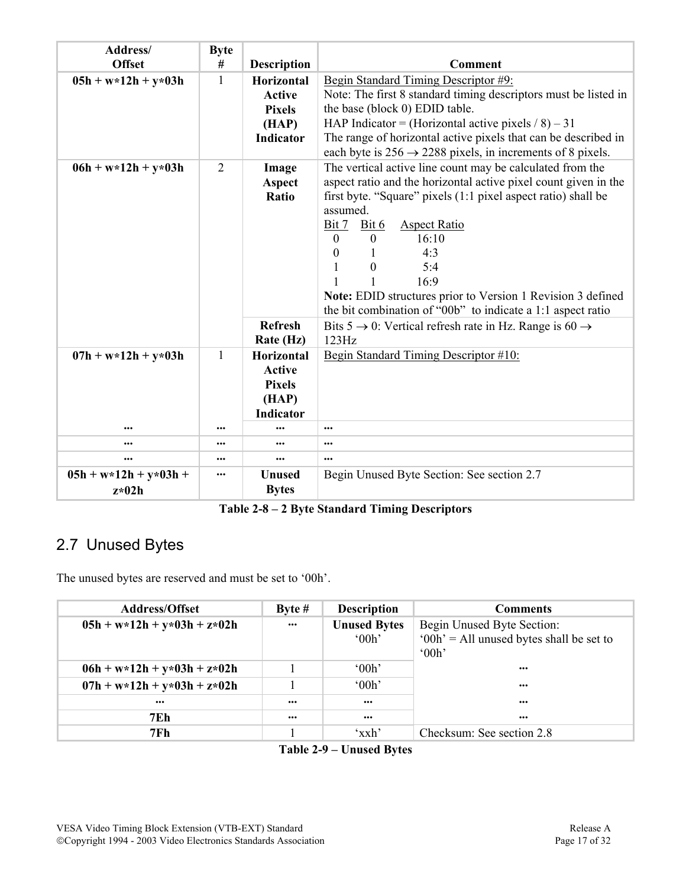| Address/ Offset | Byte # | Description | Comment |
|---|---|---|---|
| **05h + w*12h + y*03h** | 1 | **Horizontal Active Pixels (HAP) Indicator** | Begin Standard Timing Descriptor #9:<br>Note: The first 8 standard timing descriptors must be listed in the base (block 0) EDID table.<br>HAP Indicator = (Horizontal active pixels / 8) – 31<br>The range of horizontal active pixels that can be described in each byte is 256 → 2288 pixels, in increments of 8 pixels. |
| **06h + w*12h + y*03h** | 2 | **Image Aspect Ratio** | The vertical active line count may be calculated from the aspect ratio and the horizontal active pixel count given in the first byte. "Square" pixels (1:1 pixel aspect ratio) shall be assumed.<br>Bit 7 Bit 6 Aspect Ratio<br>0 0 16:10<br>0 1 4:3<br>1 0 5:4<br>1 1 16:9<br>**Note:** EDID structures prior to Version 1 Revision 3 defined the bit combination of "00b" to indicate a 1:1 aspect ratio |
| | | **Refresh Rate (Hz)** | Bits 5 → 0: Vertical refresh rate in Hz. Range is 60 → 123Hz |
| **07h + w*12h + y*03h** | 1 | **Horizontal Active Pixels (HAP) Indicator** | Begin Standard Timing Descriptor #10: |
| **…** | … | … | … |
| **…** | … | … | … |
| **…** | … | … | … |
| **05h + w*12h + y*03h + z*02h** | … | **Unused Bytes** | Begin Unused Byte Section: See section 2.7 |

**Table 2-8 – 2 Byte Standard Timing Descriptors**

## 2.7 Unused Bytes

The unused bytes are reserved and must be set to '00h'.

| Address/Offset | Byte # | Description | Comments |
|---|---|---|---|
| **05h + w*12h + y*03h + z*02h** | … | **Unused Bytes** '00h' | Begin Unused Byte Section:<br>'00h' = All unused bytes shall be set to '00h' |
| **06h + w*12h + y*03h + z*02h** | 1 | '00h' | … |
| **07h + w*12h + y*03h + z*02h** | 1 | '00h' | … |
| **…** | … | … | … |
| **7Eh** | … | … | … |
| **7Fh** | 1 | 'xxh' | Checksum: See section 2.8 |

**Table 2-9 – Unused Bytes**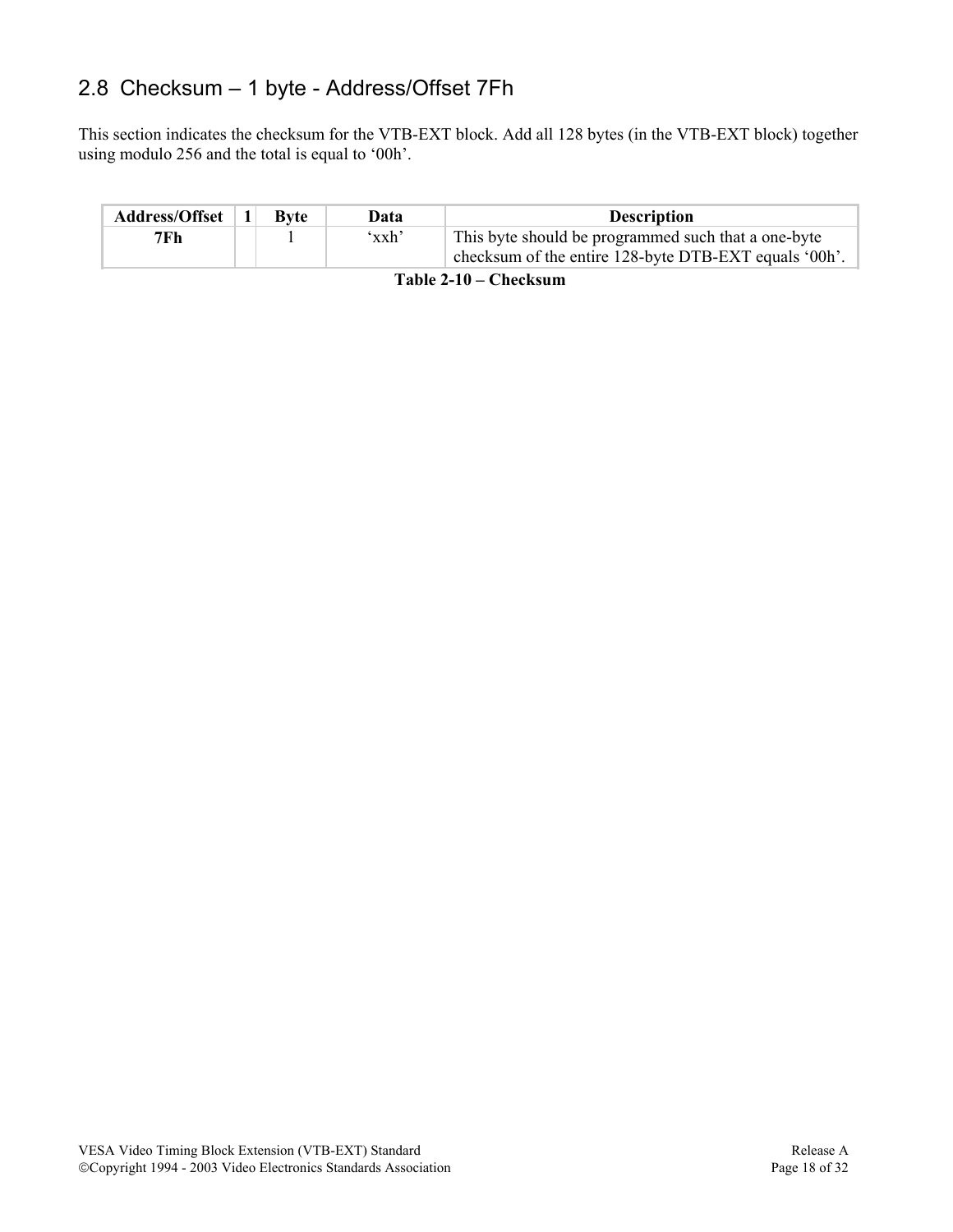## 2.8 Checksum – 1 byte - Address/Offset 7Fh

This section indicates the checksum for the VTB-EXT block. Add all 128 bytes (in the VTB-EXT block) together using modulo 256 and the total is equal to '00h'.

| Address/Offset | 1 | Byte | Data | Description |
|---|---|---|---|---|
| **7Fh** | | 1 | 'xxh' | This byte should be programmed such that a one-byte checksum of the entire 128-byte DTB-EXT equals '00h'. |

**Table 2-10 – Checksum**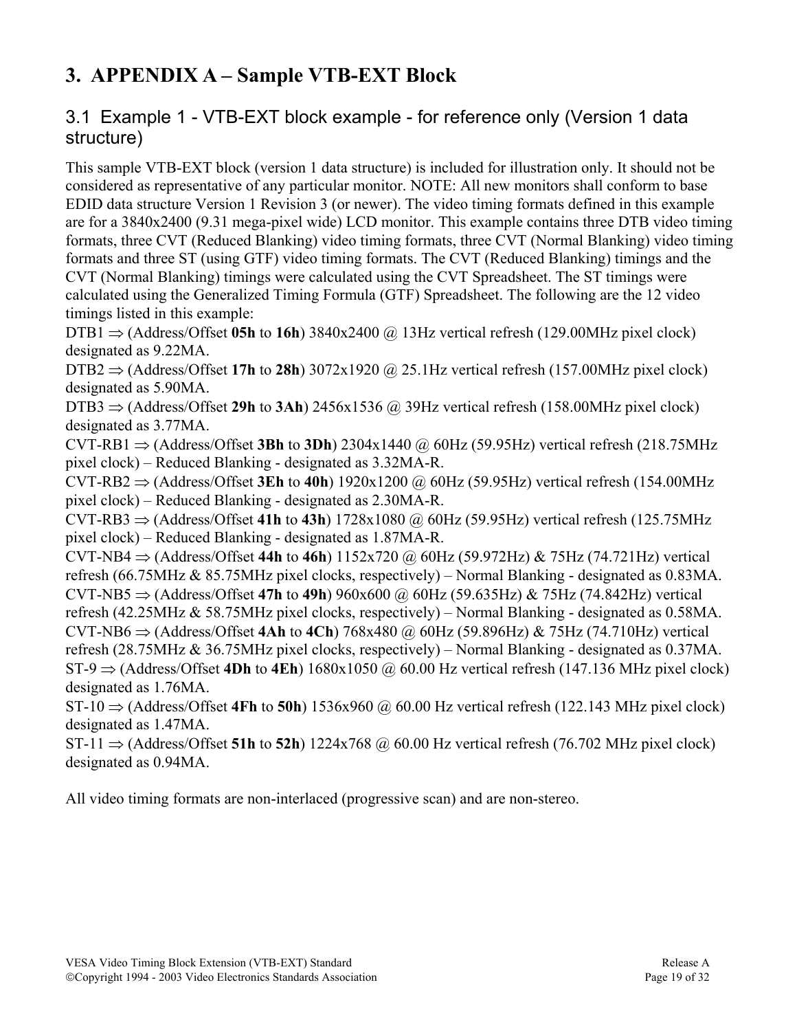# 3. APPENDIX A – Sample VTB-EXT Block

## 3.1 Example 1 - VTB-EXT block example - for reference only (Version 1 data structure)

This sample VTB-EXT block (version 1 data structure) is included for illustration only. It should not be considered as representative of any particular monitor. NOTE: All new monitors shall conform to base EDID data structure Version 1 Revision 3 (or newer). The video timing formats defined in this example are for a 3840x2400 (9.31 mega-pixel wide) LCD monitor. This example contains three DTB video timing formats, three CVT (Reduced Blanking) video timing formats, three CVT (Normal Blanking) video timing formats and three ST (using GTF) video timing formats. The CVT (Reduced Blanking) timings and the CVT (Normal Blanking) timings were calculated using the CVT Spreadsheet. The ST timings were calculated using the Generalized Timing Formula (GTF) Spreadsheet. The following are the 12 video timings listed in this example:

DTB1 ⇒ (Address/Offset **05h** to **16h**) 3840x2400 @ 13Hz vertical refresh (129.00MHz pixel clock) designated as 9.22MA.

DTB2 ⇒ (Address/Offset **17h** to **28h**) 3072x1920 @ 25.1Hz vertical refresh (157.00MHz pixel clock) designated as 5.90MA.

DTB3 ⇒ (Address/Offset **29h** to **3Ah**) 2456x1536 @ 39Hz vertical refresh (158.00MHz pixel clock) designated as 3.77MA.

CVT-RB1 ⇒ (Address/Offset **3Bh** to **3Dh**) 2304x1440 @ 60Hz (59.95Hz) vertical refresh (218.75MHz pixel clock) – Reduced Blanking - designated as 3.32MA-R.

CVT-RB2 ⇒ (Address/Offset **3Eh** to **40h**) 1920x1200 @ 60Hz (59.95Hz) vertical refresh (154.00MHz pixel clock) – Reduced Blanking - designated as 2.30MA-R.

CVT-RB3 ⇒ (Address/Offset **41h** to **43h**) 1728x1080 @ 60Hz (59.95Hz) vertical refresh (125.75MHz pixel clock) – Reduced Blanking - designated as 1.87MA-R.

CVT-NB4 ⇒ (Address/Offset **44h** to **46h**) 1152x720 @ 60Hz (59.972Hz) & 75Hz (74.721Hz) vertical refresh (66.75MHz & 85.75MHz pixel clocks, respectively) – Normal Blanking - designated as 0.83MA.

CVT-NB5 ⇒ (Address/Offset **47h** to **49h**) 960x600 @ 60Hz (59.635Hz) & 75Hz (74.842Hz) vertical refresh (42.25MHz & 58.75MHz pixel clocks, respectively) – Normal Blanking - designated as 0.58MA.

CVT-NB6 ⇒ (Address/Offset **4Ah** to **4Ch**) 768x480 @ 60Hz (59.896Hz) & 75Hz (74.710Hz) vertical refresh (28.75MHz & 36.75MHz pixel clocks, respectively) – Normal Blanking - designated as 0.37MA.

ST-9 ⇒ (Address/Offset **4Dh** to **4Eh**) 1680x1050 @ 60.00 Hz vertical refresh (147.136 MHz pixel clock) designated as 1.76MA.

ST-10 ⇒ (Address/Offset **4Fh** to **50h**) 1536x960 @ 60.00 Hz vertical refresh (122.143 MHz pixel clock) designated as 1.47MA.

ST-11 ⇒ (Address/Offset **51h** to **52h**) 1224x768 @ 60.00 Hz vertical refresh (76.702 MHz pixel clock) designated as 0.94MA.

All video timing formats are non-interlaced (progressive scan) and are non-stereo.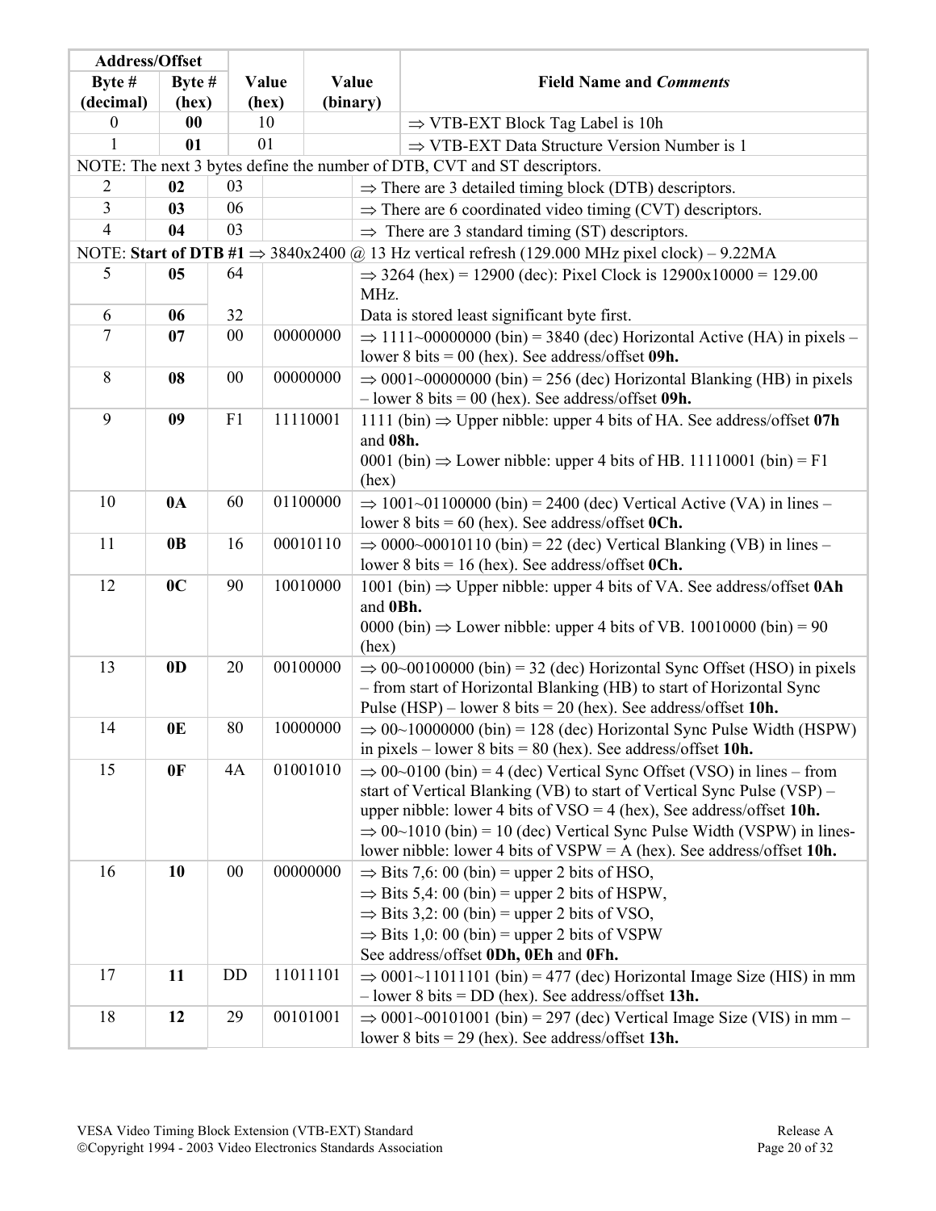| Address/Offset | | | | |
|---|---|---|---|---|
| **Byte # (decimal)** | **Byte # (hex)** | **Value (hex)** | **Value (binary)** | **Field Name and *Comments*** |
| 0 | **00** | 10 | | ⇒ VTB-EXT Block Tag Label is 10h |
| 1 | **01** | 01 | | ⇒ VTB-EXT Data Structure Version Number is 1 |
| NOTE: The next 3 bytes define the number of DTB, CVT and ST descriptors. | | | | |
| 2 | **02** | 03 | | ⇒ There are 3 detailed timing block (DTB) descriptors. |
| 3 | **03** | 06 | | ⇒ There are 6 coordinated video timing (CVT) descriptors. |
| 4 | **04** | 03 | | ⇒ There are 3 standard timing (ST) descriptors. |
| NOTE: **Start of DTB #1** ⇒ 3840x2400 @ 13 Hz vertical refresh (129.000 MHz pixel clock) – 9.22MA | | | | |
| 5 | **05** | 64 | | ⇒ 3264 (hex) = 12900 (dec): Pixel Clock is 12900x10000 = 129.00 MHz. |
| 6 | **06** | 32 | | Data is stored least significant byte first. |
| 7 | **07** | 00 | 00000000 | ⇒ 1111~00000000 (bin) = 3840 (dec) Horizontal Active (HA) in pixels – lower 8 bits = 00 (hex). See address/offset **09h.** |
| 8 | **08** | 00 | 00000000 | ⇒ 0001~00000000 (bin) = 256 (dec) Horizontal Blanking (HB) in pixels – lower 8 bits = 00 (hex). See address/offset **09h.** |
| 9 | **09** | F1 | 11110001 | 1111 (bin) ⇒ Upper nibble: upper 4 bits of HA. See address/offset **07h** and **08h.** 0001 (bin) ⇒ Lower nibble: upper 4 bits of HB. 11110001 (bin) = F1 (hex) |
| 10 | **0A** | 60 | 01100000 | ⇒ 1001~01100000 (bin) = 2400 (dec) Vertical Active (VA) in lines – lower 8 bits = 60 (hex). See address/offset **0Ch.** |
| 11 | **0B** | 16 | 00010110 | ⇒ 0000~00010110 (bin) = 22 (dec) Vertical Blanking (VB) in lines – lower 8 bits = 16 (hex). See address/offset **0Ch.** |
| 12 | **0C** | 90 | 10010000 | 1001 (bin) ⇒ Upper nibble: upper 4 bits of VA. See address/offset **0Ah** and **0Bh.** 0000 (bin) ⇒ Lower nibble: upper 4 bits of VB. 10010000 (bin) = 90 (hex) |
| 13 | **0D** | 20 | 00100000 | ⇒ 00~00100000 (bin) = 32 (dec) Horizontal Sync Offset (HSO) in pixels – from start of Horizontal Blanking (HB) to start of Horizontal Sync Pulse (HSP) – lower 8 bits = 20 (hex). See address/offset **10h.** |
| 14 | **0E** | 80 | 10000000 | ⇒ 00~10000000 (bin) = 128 (dec) Horizontal Sync Pulse Width (HSPW) in pixels – lower 8 bits = 80 (hex). See address/offset **10h.** |
| 15 | **0F** | 4A | 01001010 | ⇒ 00~0100 (bin) = 4 (dec) Vertical Sync Offset (VSO) in lines – from start of Vertical Blanking (VB) to start of Vertical Sync Pulse (VSP) – upper nibble: lower 4 bits of VSO = 4 (hex), See address/offset **10h.** ⇒ 00~1010 (bin) = 10 (dec) Vertical Sync Pulse Width (VSPW) in lines- lower nibble: lower 4 bits of VSPW = A (hex). See address/offset **10h.** |
| 16 | **10** | 00 | 00000000 | ⇒ Bits 7,6: 00 (bin) = upper 2 bits of HSO, ⇒ Bits 5,4: 00 (bin) = upper 2 bits of HSPW, ⇒ Bits 3,2: 00 (bin) = upper 2 bits of VSO, ⇒ Bits 1,0: 00 (bin) = upper 2 bits of VSPW See address/offset **0Dh, 0Eh** and **0Fh.** |
| 17 | **11** | DD | 11011101 | ⇒ 0001~11011101 (bin) = 477 (dec) Horizontal Image Size (HIS) in mm – lower 8 bits = DD (hex). See address/offset **13h.** |
| 18 | **12** | 29 | 00101001 | ⇒ 0001~00101001 (bin) = 297 (dec) Vertical Image Size (VIS) in mm – lower 8 bits = 29 (hex). See address/offset **13h.** |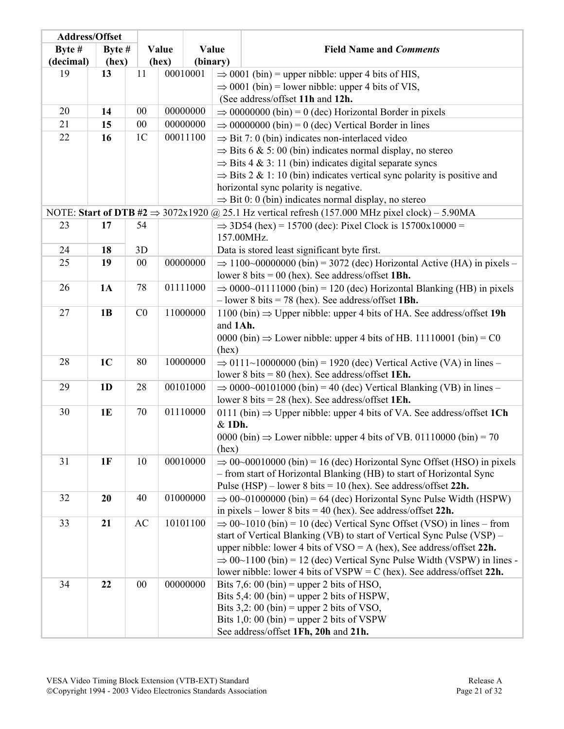| Address/Offset | | Value | Value | Field Name and *Comments* |
|---|---|---|---|---|
| Byte # (decimal) | Byte # (hex) | (hex) | (binary) | |
| 19 | **13** | 11 | 00010001 | ⇒ 0001 (bin) = upper nibble: upper 4 bits of HIS,<br>⇒ 0001 (bin) = lower nibble: upper 4 bits of VIS,<br>(See address/offset **11h** and **12h.** |
| 20 | **14** | 00 | 00000000 | ⇒ 00000000 (bin) = 0 (dec) Horizontal Border in pixels |
| 21 | **15** | 00 | 00000000 | ⇒ 00000000 (bin) = 0 (dec) Vertical Border in lines |
| 22 | **16** | 1C | 00011100 | ⇒ Bit 7: 0 (bin) indicates non-interlaced video<br>⇒ Bits 6 & 5: 00 (bin) indicates normal display, no stereo<br>⇒ Bits 4 & 3: 11 (bin) indicates digital separate syncs<br>⇒ Bits 2 & 1: 10 (bin) indicates vertical sync polarity is positive and horizontal sync polarity is negative.<br>⇒ Bit 0: 0 (bin) indicates normal display, no stereo |
| NOTE: **Start of DTB #2** ⇒ 3072x1920 @ 25.1 Hz vertical refresh (157.000 MHz pixel clock) – 5.90MA | | | | |
| 23 | **17** | 54 | | ⇒ 3D54 (hex) = 15700 (dec): Pixel Clock is 15700x10000 = 157.00MHz. |
| 24 | **18** | 3D | | Data is stored least significant byte first. |
| 25 | **19** | 00 | 00000000 | ⇒ 1100~00000000 (bin) = 3072 (dec) Horizontal Active (HA) in pixels – lower 8 bits = 00 (hex). See address/offset **1Bh.** |
| 26 | **1A** | 78 | 01111000 | ⇒ 0000~01111000 (bin) = 120 (dec) Horizontal Blanking (HB) in pixels – lower 8 bits = 78 (hex). See address/offset **1Bh.** |
| 27 | **1B** | C0 | 11000000 | 1100 (bin) ⇒ Upper nibble: upper 4 bits of HA. See address/offset **19h** and **1Ah.**<br>0000 (bin) ⇒ Lower nibble: upper 4 bits of HB. 11110001 (bin) = C0 (hex) |
| 28 | **1C** | 80 | 10000000 | ⇒ 0111~10000000 (bin) = 1920 (dec) Vertical Active (VA) in lines – lower 8 bits = 80 (hex). See address/offset **1Eh.** |
| 29 | **1D** | 28 | 00101000 | ⇒ 0000~00101000 (bin) = 40 (dec) Vertical Blanking (VB) in lines – lower 8 bits = 28 (hex). See address/offset **1Eh.** |
| 30 | **1E** | 70 | 01110000 | 0111 (bin) ⇒ Upper nibble: upper 4 bits of VA. See address/offset **1Ch** & **1Dh.**<br>0000 (bin) ⇒ Lower nibble: upper 4 bits of VB. 01110000 (bin) = 70 (hex) |
| 31 | **1F** | 10 | 00010000 | ⇒ 00~00010000 (bin) = 16 (dec) Horizontal Sync Offset (HSO) in pixels – from start of Horizontal Blanking (HB) to start of Horizontal Sync Pulse (HSP) – lower 8 bits = 10 (hex). See address/offset **22h.** |
| 32 | **20** | 40 | 01000000 | ⇒ 00~01000000 (bin) = 64 (dec) Horizontal Sync Pulse Width (HSPW) in pixels – lower 8 bits = 40 (hex). See address/offset **22h.** |
| 33 | **21** | AC | 10101100 | ⇒ 00~1010 (bin) = 10 (dec) Vertical Sync Offset (VSO) in lines – from start of Vertical Blanking (VB) to start of Vertical Sync Pulse (VSP) – upper nibble: lower 4 bits of VSO = A (hex), See address/offset **22h.**<br>⇒ 00~1100 (bin) = 12 (dec) Vertical Sync Pulse Width (VSPW) in lines - lower nibble: lower 4 bits of VSPW = C (hex). See address/offset **22h.** |
| 34 | **22** | 00 | 00000000 | Bits 7,6: 00 (bin) = upper 2 bits of HSO,<br>Bits 5,4: 00 (bin) = upper 2 bits of HSPW,<br>Bits 3,2: 00 (bin) = upper 2 bits of VSO,<br>Bits 1,0: 00 (bin) = upper 2 bits of VSPW<br>See address/offset **1Fh, 20h** and **21h.** |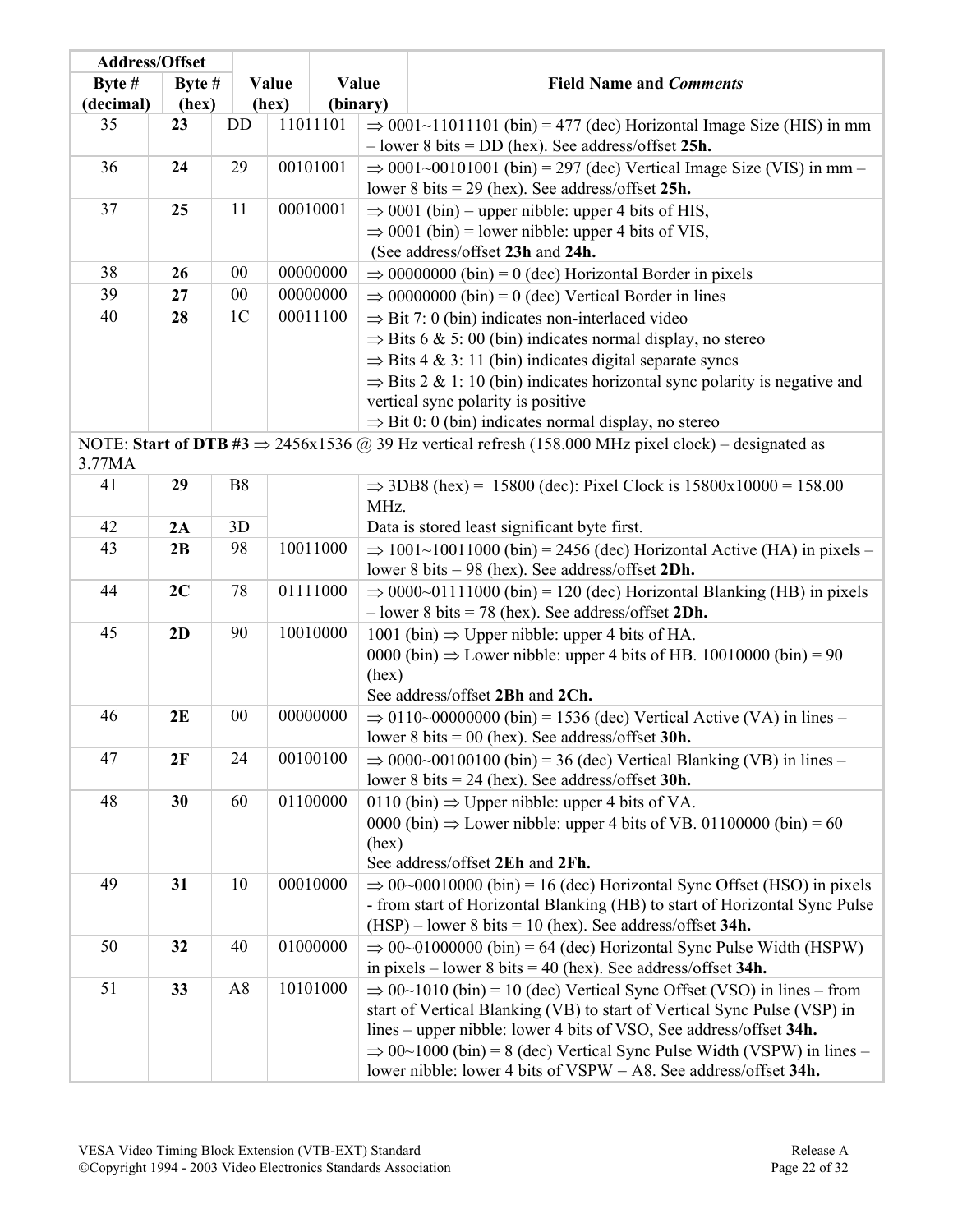| Address/Offset | | Value | Value | Field Name and *Comments* |
|---|---|---|---|---|
| Byte # (decimal) | Byte # (hex) | (hex) | (binary) | |
| 35 | **23** | DD | 11011101 | ⇒ 0001~11011101 (bin) = 477 (dec) Horizontal Image Size (HIS) in mm – lower 8 bits = DD (hex). See address/offset **25h.** |
| 36 | **24** | 29 | 00101001 | ⇒ 0001~00101001 (bin) = 297 (dec) Vertical Image Size (VIS) in mm – lower 8 bits = 29 (hex). See address/offset **25h.** |
| 37 | **25** | 11 | 00010001 | ⇒ 0001 (bin) = upper nibble: upper 4 bits of HIS,<br>⇒ 0001 (bin) = lower nibble: upper 4 bits of VIS,<br>(See address/offset **23h** and **24h.** |
| 38 | **26** | 00 | 00000000 | ⇒ 00000000 (bin) = 0 (dec) Horizontal Border in pixels |
| 39 | **27** | 00 | 00000000 | ⇒ 00000000 (bin) = 0 (dec) Vertical Border in lines |
| 40 | **28** | 1C | 00011100 | ⇒ Bit 7: 0 (bin) indicates non-interlaced video<br>⇒ Bits 6 & 5: 00 (bin) indicates normal display, no stereo<br>⇒ Bits 4 & 3: 11 (bin) indicates digital separate syncs<br>⇒ Bits 2 & 1: 10 (bin) indicates horizontal sync polarity is negative and vertical sync polarity is positive<br>⇒ Bit 0: 0 (bin) indicates normal display, no stereo |
| NOTE: **Start of DTB #3** ⇒ 2456x1536 @ 39 Hz vertical refresh (158.000 MHz pixel clock) – designated as 3.77MA | | | | |
| 41 | **29** | B8 | | ⇒ 3DB8 (hex) = 15800 (dec): Pixel Clock is 15800x10000 = 158.00 MHz. |
| 42 | **2A** | 3D | | Data is stored least significant byte first. |
| 43 | **2B** | 98 | 10011000 | ⇒ 1001~10011000 (bin) = 2456 (dec) Horizontal Active (HA) in pixels – lower 8 bits = 98 (hex). See address/offset **2Dh.** |
| 44 | **2C** | 78 | 01111000 | ⇒ 0000~01111000 (bin) = 120 (dec) Horizontal Blanking (HB) in pixels – lower 8 bits = 78 (hex). See address/offset **2Dh.** |
| 45 | **2D** | 90 | 10010000 | 1001 (bin) ⇒ Upper nibble: upper 4 bits of HA.<br>0000 (bin) ⇒ Lower nibble: upper 4 bits of HB. 10010000 (bin) = 90 (hex)<br>See address/offset **2Bh** and **2Ch.** |
| 46 | **2E** | 00 | 00000000 | ⇒ 0110~00000000 (bin) = 1536 (dec) Vertical Active (VA) in lines – lower 8 bits = 00 (hex). See address/offset **30h.** |
| 47 | **2F** | 24 | 00100100 | ⇒ 0000~00100100 (bin) = 36 (dec) Vertical Blanking (VB) in lines – lower 8 bits = 24 (hex). See address/offset **30h.** |
| 48 | **30** | 60 | 01100000 | 0110 (bin) ⇒ Upper nibble: upper 4 bits of VA.<br>0000 (bin) ⇒ Lower nibble: upper 4 bits of VB. 01100000 (bin) = 60 (hex)<br>See address/offset **2Eh** and **2Fh.** |
| 49 | **31** | 10 | 00010000 | ⇒ 00~00010000 (bin) = 16 (dec) Horizontal Sync Offset (HSO) in pixels - from start of Horizontal Blanking (HB) to start of Horizontal Sync Pulse (HSP) – lower 8 bits = 10 (hex). See address/offset **34h.** |
| 50 | **32** | 40 | 01000000 | ⇒ 00~01000000 (bin) = 64 (dec) Horizontal Sync Pulse Width (HSPW) in pixels – lower 8 bits = 40 (hex). See address/offset **34h.** |
| 51 | **33** | A8 | 10101000 | ⇒ 00~1010 (bin) = 10 (dec) Vertical Sync Offset (VSO) in lines – from start of Vertical Blanking (VB) to start of Vertical Sync Pulse (VSP) in lines – upper nibble: lower 4 bits of VSO, See address/offset **34h.**<br>⇒ 00~1000 (bin) = 8 (dec) Vertical Sync Pulse Width (VSPW) in lines – lower nibble: lower 4 bits of VSPW = A8. See address/offset **34h.** |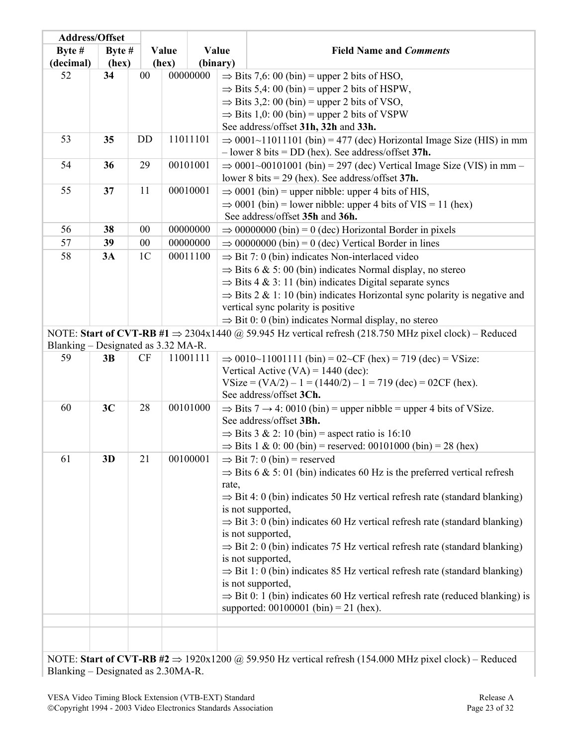| Address/Offset | | Value | Value | Field Name and *Comments* |
|---|---|---|---|---|
| Byte # (decimal) | Byte # (hex) | (hex) | (binary) | |
| 52 | **34** | 00 | 00000000 | ⇒ Bits 7,6: 00 (bin) = upper 2 bits of HSO,<br>⇒ Bits 5,4: 00 (bin) = upper 2 bits of HSPW,<br>⇒ Bits 3,2: 00 (bin) = upper 2 bits of VSO,<br>⇒ Bits 1,0: 00 (bin) = upper 2 bits of VSPW<br>See address/offset **31h, 32h** and **33h.** |
| 53 | **35** | DD | 11011101 | ⇒ 0001~11011101 (bin) = 477 (dec) Horizontal Image Size (HIS) in mm – lower 8 bits = DD (hex). See address/offset **37h.** |
| 54 | **36** | 29 | 00101001 | ⇒ 0001~00101001 (bin) = 297 (dec) Vertical Image Size (VIS) in mm – lower 8 bits = 29 (hex). See address/offset **37h.** |
| 55 | **37** | 11 | 00010001 | ⇒ 0001 (bin) = upper nibble: upper 4 bits of HIS,<br>⇒ 0001 (bin) = lower nibble: upper 4 bits of VIS = 11 (hex)<br>See address/offset **35h** and **36h.** |
| 56 | **38** | 00 | 00000000 | ⇒ 00000000 (bin) = 0 (dec) Horizontal Border in pixels |
| 57 | **39** | 00 | 00000000 | ⇒ 00000000 (bin) = 0 (dec) Vertical Border in lines |
| 58 | **3A** | 1C | 00011100 | ⇒ Bit 7: 0 (bin) indicates Non-interlaced video<br>⇒ Bits 6 & 5: 00 (bin) indicates Normal display, no stereo<br>⇒ Bits 4 & 3: 11 (bin) indicates Digital separate syncs<br>⇒ Bits 2 & 1: 10 (bin) indicates Horizontal sync polarity is negative and vertical sync polarity is positive<br>⇒ Bit 0: 0 (bin) indicates Normal display, no stereo |
| NOTE: **Start of CVT-RB #1** ⇒ 2304x1440 @ 59.945 Hz vertical refresh (218.750 MHz pixel clock) – Reduced Blanking – Designated as 3.32 MA-R. | | | | |
| 59 | **3B** | CF | 11001111 | ⇒ 0010~11001111 (bin) = 02~CF (hex) = 719 (dec) = VSize:<br>Vertical Active (VA) = 1440 (dec):<br>VSize = (VA/2) – 1 = (1440/2) – 1 = 719 (dec) = 02CF (hex).<br>See address/offset **3Ch.** |
| 60 | **3C** | 28 | 00101000 | ⇒ Bits 7 → 4: 0010 (bin) = upper nibble = upper 4 bits of VSize.<br>See address/offset **3Bh.**<br>⇒ Bits 3 & 2: 10 (bin) = aspect ratio is 16:10<br>⇒ Bits 1 & 0: 00 (bin) = reserved: 00101000 (bin) = 28 (hex) |
| 61 | **3D** | 21 | 00100001 | ⇒ Bit 7: 0 (bin) = reserved<br>⇒ Bits 6 & 5: 01 (bin) indicates 60 Hz is the preferred vertical refresh rate,<br>⇒ Bit 4: 0 (bin) indicates 50 Hz vertical refresh rate (standard blanking) is not supported,<br>⇒ Bit 3: 0 (bin) indicates 60 Hz vertical refresh rate (standard blanking) is not supported,<br>⇒ Bit 2: 0 (bin) indicates 75 Hz vertical refresh rate (standard blanking) is not supported,<br>⇒ Bit 1: 0 (bin) indicates 85 Hz vertical refresh rate (standard blanking) is not supported,<br>⇒ Bit 0: 1 (bin) indicates 60 Hz vertical refresh rate (reduced blanking) is supported: 00100001 (bin) = 21 (hex). |
| | | | | |
| | | | | |
| NOTE: **Start of CVT-RB #2** ⇒ 1920x1200 @ 59.950 Hz vertical refresh (154.000 MHz pixel clock) – Reduced Blanking – Designated as 2.30MA-R. | | | | |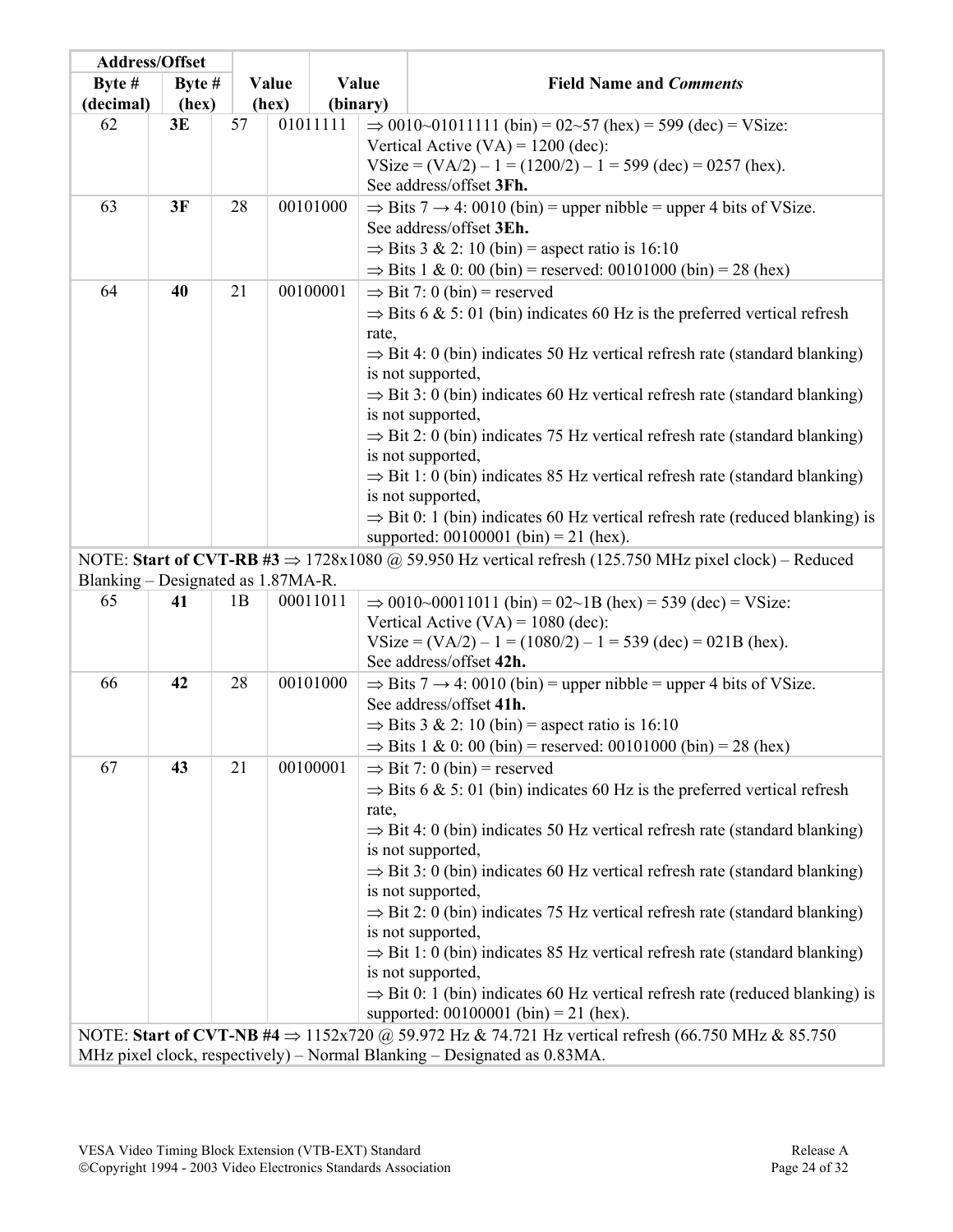| Address/Offset | | Value | Value | Field Name and *Comments* |
|---|---|---|---|---|
| Byte # (decimal) | Byte # (hex) | (hex) | (binary) | |
| 62 | **3E** | 57 | 01011111 | ⇒ 0010~01011111 (bin) = 02~57 (hex) = 599 (dec) = VSize: Vertical Active (VA) = 1200 (dec): VSize = (VA/2) – 1 = (1200/2) – 1 = 599 (dec) = 0257 (hex). See address/offset **3Fh.** |
| 63 | **3F** | 28 | 00101000 | ⇒ Bits 7 → 4: 0010 (bin) = upper nibble = upper 4 bits of VSize. See address/offset **3Eh.** ⇒ Bits 3 & 2: 10 (bin) = aspect ratio is 16:10 ⇒ Bits 1 & 0: 00 (bin) = reserved: 00101000 (bin) = 28 (hex) |
| 64 | **40** | 21 | 00100001 | ⇒ Bit 7: 0 (bin) = reserved ⇒ Bits 6 & 5: 01 (bin) indicates 60 Hz is the preferred vertical refresh rate, ⇒ Bit 4: 0 (bin) indicates 50 Hz vertical refresh rate (standard blanking) is not supported, ⇒ Bit 3: 0 (bin) indicates 60 Hz vertical refresh rate (standard blanking) is not supported, ⇒ Bit 2: 0 (bin) indicates 75 Hz vertical refresh rate (standard blanking) is not supported, ⇒ Bit 1: 0 (bin) indicates 85 Hz vertical refresh rate (standard blanking) is not supported, ⇒ Bit 0: 1 (bin) indicates 60 Hz vertical refresh rate (reduced blanking) is supported: 00100001 (bin) = 21 (hex). |
| NOTE: **Start of CVT-RB #3** ⇒ 1728x1080 @ 59.950 Hz vertical refresh (125.750 MHz pixel clock) – Reduced Blanking – Designated as 1.87MA-R. | | | | |
| 65 | **41** | 1B | 00011011 | ⇒ 0010~00011011 (bin) = 02~1B (hex) = 539 (dec) = VSize: Vertical Active (VA) = 1080 (dec): VSize = (VA/2) – 1 = (1080/2) – 1 = 539 (dec) = 021B (hex). See address/offset **42h.** |
| 66 | **42** | 28 | 00101000 | ⇒ Bits 7 → 4: 0010 (bin) = upper nibble = upper 4 bits of VSize. See address/offset **41h.** ⇒ Bits 3 & 2: 10 (bin) = aspect ratio is 16:10 ⇒ Bits 1 & 0: 00 (bin) = reserved: 00101000 (bin) = 28 (hex) |
| 67 | **43** | 21 | 00100001 | ⇒ Bit 7: 0 (bin) = reserved ⇒ Bits 6 & 5: 01 (bin) indicates 60 Hz is the preferred vertical refresh rate, ⇒ Bit 4: 0 (bin) indicates 50 Hz vertical refresh rate (standard blanking) is not supported, ⇒ Bit 3: 0 (bin) indicates 60 Hz vertical refresh rate (standard blanking) is not supported, ⇒ Bit 2: 0 (bin) indicates 75 Hz vertical refresh rate (standard blanking) is not supported, ⇒ Bit 1: 0 (bin) indicates 85 Hz vertical refresh rate (standard blanking) is not supported, ⇒ Bit 0: 1 (bin) indicates 60 Hz vertical refresh rate (reduced blanking) is supported: 00100001 (bin) = 21 (hex). |
| NOTE: **Start of CVT-NB #4** ⇒ 1152x720 @ 59.972 Hz & 74.721 Hz vertical refresh (66.750 MHz & 85.750 MHz pixel clock, respectively) – Normal Blanking – Designated as 0.83MA. | | | | |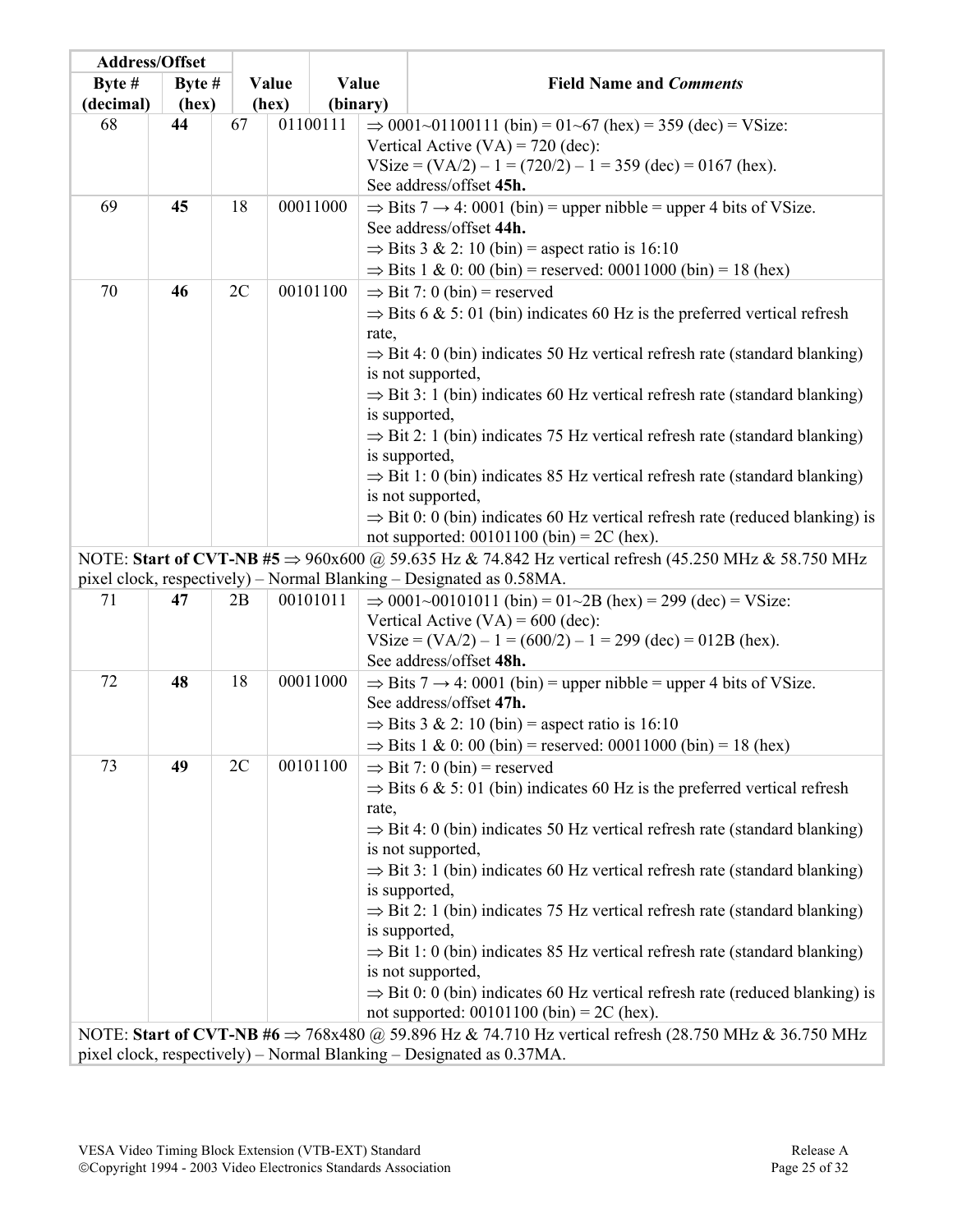| Address/Offset | | | | |
|---|---|---|---|---|
| Byte # (decimal) | Byte # (hex) | Value (hex) | Value (binary) | Field Name and *Comments* |
| 68 | **44** | 67 | 01100111 | ⇒ 0001~01100111 (bin) = 01~67 (hex) = 359 (dec) = VSize:<br>Vertical Active (VA) = 720 (dec):<br>VSize = (VA/2) – 1 = (720/2) – 1 = 359 (dec) = 0167 (hex).<br>See address/offset **45h.** |
| 69 | **45** | 18 | 00011000 | ⇒ Bits 7 → 4: 0001 (bin) = upper nibble = upper 4 bits of VSize.<br>See address/offset **44h.**<br>⇒ Bits 3 & 2: 10 (bin) = aspect ratio is 16:10<br>⇒ Bits 1 & 0: 00 (bin) = reserved: 00011000 (bin) = 18 (hex) |
| 70 | **46** | 2C | 00101100 | ⇒ Bit 7: 0 (bin) = reserved<br>⇒ Bits 6 & 5: 01 (bin) indicates 60 Hz is the preferred vertical refresh rate,<br>⇒ Bit 4: 0 (bin) indicates 50 Hz vertical refresh rate (standard blanking) is not supported,<br>⇒ Bit 3: 1 (bin) indicates 60 Hz vertical refresh rate (standard blanking) is supported,<br>⇒ Bit 2: 1 (bin) indicates 75 Hz vertical refresh rate (standard blanking) is supported,<br>⇒ Bit 1: 0 (bin) indicates 85 Hz vertical refresh rate (standard blanking) is not supported,<br>⇒ Bit 0: 0 (bin) indicates 60 Hz vertical refresh rate (reduced blanking) is not supported: 00101100 (bin) = 2C (hex). |
| NOTE: **Start of CVT-NB #5** ⇒ 960x600 @ 59.635 Hz & 74.842 Hz vertical refresh (45.250 MHz & 58.750 MHz pixel clock, respectively) – Normal Blanking – Designated as 0.58MA. | | | | |
| 71 | **47** | 2B | 00101011 | ⇒ 0001~00101011 (bin) = 01~2B (hex) = 299 (dec) = VSize:<br>Vertical Active (VA) = 600 (dec):<br>VSize = (VA/2) – 1 = (600/2) – 1 = 299 (dec) = 012B (hex).<br>See address/offset **48h.** |
| 72 | **48** | 18 | 00011000 | ⇒ Bits 7 → 4: 0001 (bin) = upper nibble = upper 4 bits of VSize.<br>See address/offset **47h.**<br>⇒ Bits 3 & 2: 10 (bin) = aspect ratio is 16:10<br>⇒ Bits 1 & 0: 00 (bin) = reserved: 00011000 (bin) = 18 (hex) |
| 73 | **49** | 2C | 00101100 | ⇒ Bit 7: 0 (bin) = reserved<br>⇒ Bits 6 & 5: 01 (bin) indicates 60 Hz is the preferred vertical refresh rate,<br>⇒ Bit 4: 0 (bin) indicates 50 Hz vertical refresh rate (standard blanking) is not supported,<br>⇒ Bit 3: 1 (bin) indicates 60 Hz vertical refresh rate (standard blanking) is supported,<br>⇒ Bit 2: 1 (bin) indicates 75 Hz vertical refresh rate (standard blanking) is supported,<br>⇒ Bit 1: 0 (bin) indicates 85 Hz vertical refresh rate (standard blanking) is not supported,<br>⇒ Bit 0: 0 (bin) indicates 60 Hz vertical refresh rate (reduced blanking) is not supported: 00101100 (bin) = 2C (hex). |
| NOTE: **Start of CVT-NB #6** ⇒ 768x480 @ 59.896 Hz & 74.710 Hz vertical refresh (28.750 MHz & 36.750 MHz pixel clock, respectively) – Normal Blanking – Designated as 0.37MA. | | | | |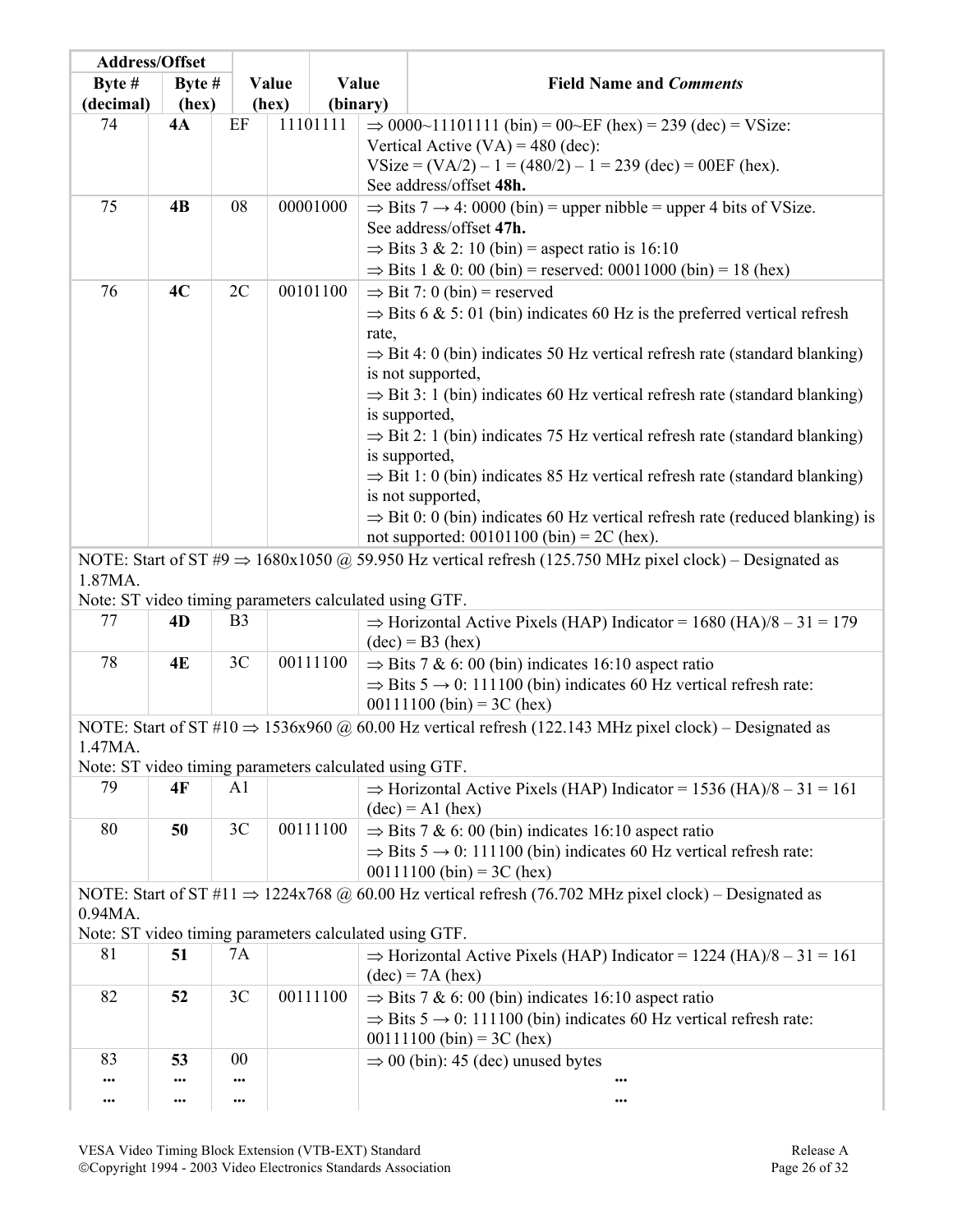| Address/Offset | | | | |
|---|---|---|---|---|
| **Byte # (decimal)** | **Byte # (hex)** | **Value (hex)** | **Value (binary)** | **Field Name and *Comments*** |
| 74 | **4A** | EF | 11101111 | ⇒ 0000~11101111 (bin) = 00~EF (hex) = 239 (dec) = VSize: Vertical Active (VA) = 480 (dec): VSize = (VA/2) – 1 = (480/2) – 1 = 239 (dec) = 00EF (hex). See address/offset **48h.** |
| 75 | **4B** | 08 | 00001000 | ⇒ Bits 7 → 4: 0000 (bin) = upper nibble = upper 4 bits of VSize. See address/offset **47h.** ⇒ Bits 3 & 2: 10 (bin) = aspect ratio is 16:10 ⇒ Bits 1 & 0: 00 (bin) = reserved: 00011000 (bin) = 18 (hex) |
| 76 | **4C** | 2C | 00101100 | ⇒ Bit 7: 0 (bin) = reserved ⇒ Bits 6 & 5: 01 (bin) indicates 60 Hz is the preferred vertical refresh rate, ⇒ Bit 4: 0 (bin) indicates 50 Hz vertical refresh rate (standard blanking) is not supported, ⇒ Bit 3: 1 (bin) indicates 60 Hz vertical refresh rate (standard blanking) is supported, ⇒ Bit 2: 1 (bin) indicates 75 Hz vertical refresh rate (standard blanking) is supported, ⇒ Bit 1: 0 (bin) indicates 85 Hz vertical refresh rate (standard blanking) is not supported, ⇒ Bit 0: 0 (bin) indicates 60 Hz vertical refresh rate (reduced blanking) is not supported: 00101100 (bin) = 2C (hex). |
| NOTE: Start of ST #9 ⇒ 1680x1050 @ 59.950 Hz vertical refresh (125.750 MHz pixel clock) – Designated as 1.87MA. Note: ST video timing parameters calculated using GTF. | | | | |
| 77 | **4D** | B3 | | ⇒ Horizontal Active Pixels (HAP) Indicator = 1680 (HA)/8 – 31 = 179 (dec) = B3 (hex) |
| 78 | **4E** | 3C | 00111100 | ⇒ Bits 7 & 6: 00 (bin) indicates 16:10 aspect ratio ⇒ Bits 5 → 0: 111100 (bin) indicates 60 Hz vertical refresh rate: 00111100 (bin) = 3C (hex) |
| NOTE: Start of ST #10 ⇒ 1536x960 @ 60.00 Hz vertical refresh (122.143 MHz pixel clock) – Designated as 1.47MA. Note: ST video timing parameters calculated using GTF. | | | | |
| 79 | **4F** | A1 | | ⇒ Horizontal Active Pixels (HAP) Indicator = 1536 (HA)/8 – 31 = 161 (dec) = A1 (hex) |
| 80 | **50** | 3C | 00111100 | ⇒ Bits 7 & 6: 00 (bin) indicates 16:10 aspect ratio ⇒ Bits 5 → 0: 111100 (bin) indicates 60 Hz vertical refresh rate: 00111100 (bin) = 3C (hex) |
| NOTE: Start of ST #11 ⇒ 1224x768 @ 60.00 Hz vertical refresh (76.702 MHz pixel clock) – Designated as 0.94MA. Note: ST video timing parameters calculated using GTF. | | | | |
| 81 | **51** | 7A | | ⇒ Horizontal Active Pixels (HAP) Indicator = 1224 (HA)/8 – 31 = 161 (dec) = 7A (hex) |
| 82 | **52** | 3C | 00111100 | ⇒ Bits 7 & 6: 00 (bin) indicates 16:10 aspect ratio ⇒ Bits 5 → 0: 111100 (bin) indicates 60 Hz vertical refresh rate: 00111100 (bin) = 3C (hex) |
| 83 ... ... | **53 ... ...** | 00 ... ... | | ⇒ 00 (bin): 45 (dec) unused bytes ... ... |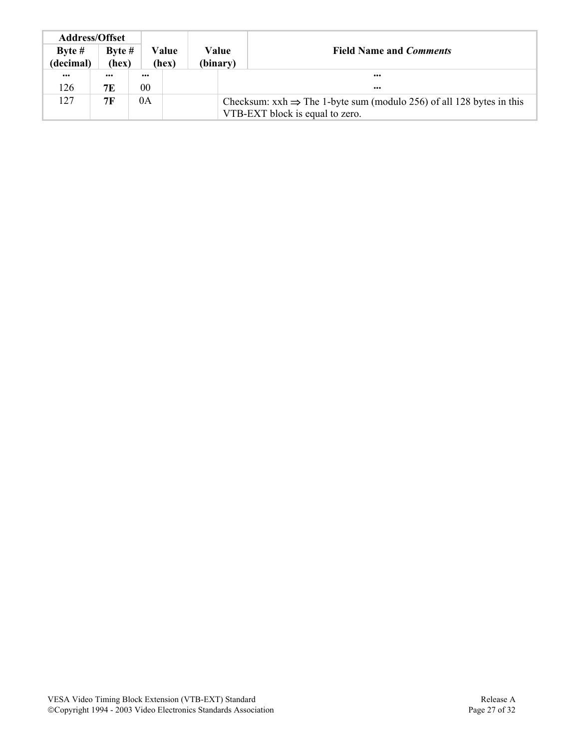| Address/Offset | | Value (hex) | Value (binary) | Field Name and *Comments* |
| --- | --- | --- | --- | --- |
| **Byte # (decimal)** | **Byte # (hex)** | | | |
| ... | ... | ... | | ... |
| 126 | **7E** | 00 | | ... |
| 127 | **7F** | 0A | | Checksum: xxh $\Rightarrow$ The 1-byte sum (modulo 256) of all 128 bytes in this VTB-EXT block is equal to zero. |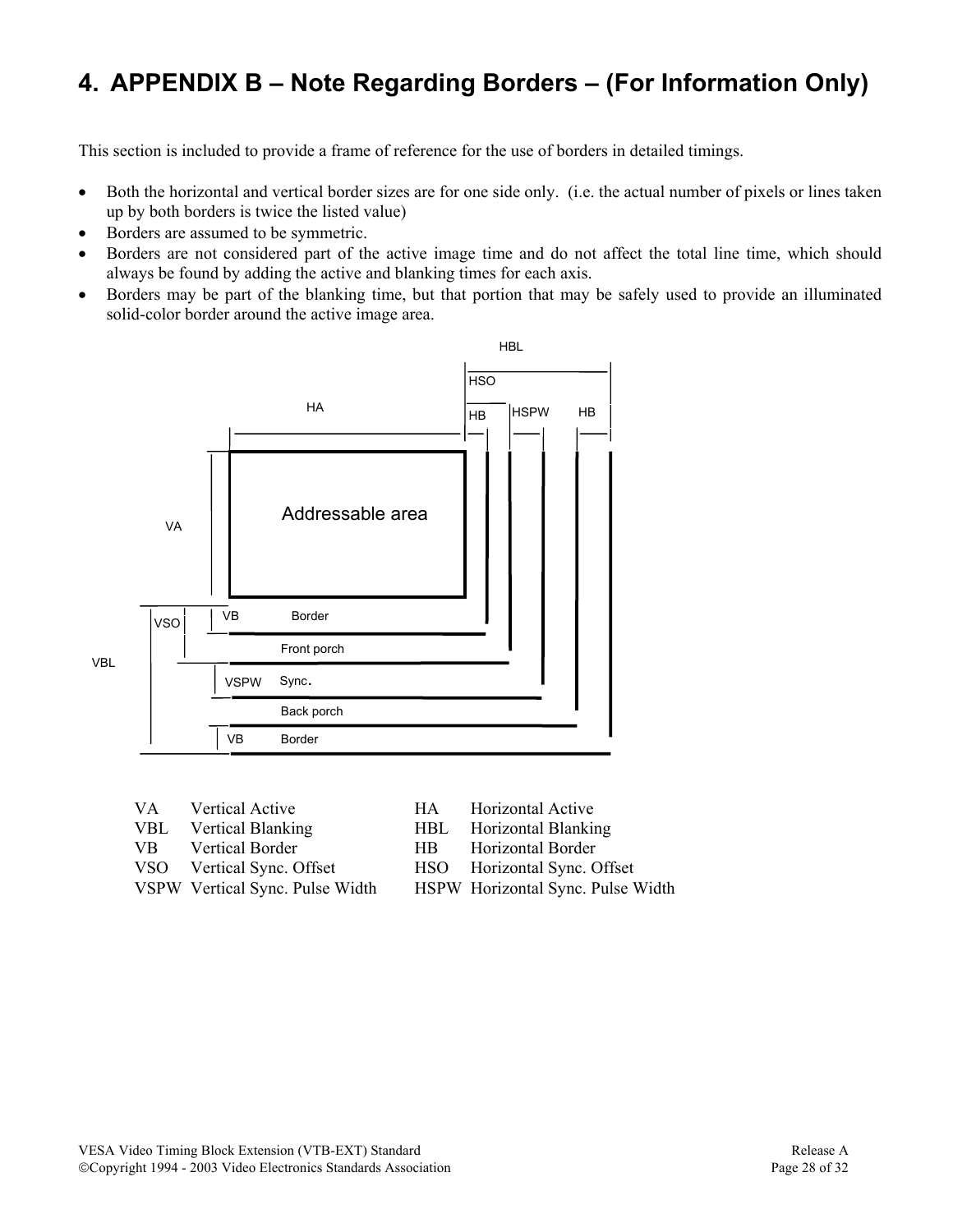# 4. APPENDIX B – Note Regarding Borders – (For Information Only)

This section is included to provide a frame of reference for the use of borders in detailed timings.

- Both the horizontal and vertical border sizes are for one side only. (i.e. the actual number of pixels or lines taken up by both borders is twice the listed value)
- Borders are assumed to be symmetric.
- Borders are not considered part of the active image time and do not affect the total line time, which should always be found by adding the active and blanking times for each axis.
- Borders may be part of the blanking time, but that portion that may be safely used to provide an illuminated solid-color border around the active image area.

HBL
HSO
HA
HB HSPW HB
Addressable area
VA
VSO VB Border
Front porch
VBL
VSPW Sync.
Back porch
VB Border

| | | | |
|---|---|---|---|
| VA | Vertical Active | HA | Horizontal Active |
| VBL | Vertical Blanking | HBL | Horizontal Blanking |
| VB | Vertical Border | HB | Horizontal Border |
| VSO | Vertical Sync. Offset | HSO | Horizontal Sync. Offset |
| VSPW | Vertical Sync. Pulse Width | HSPW | Horizontal Sync. Pulse Width |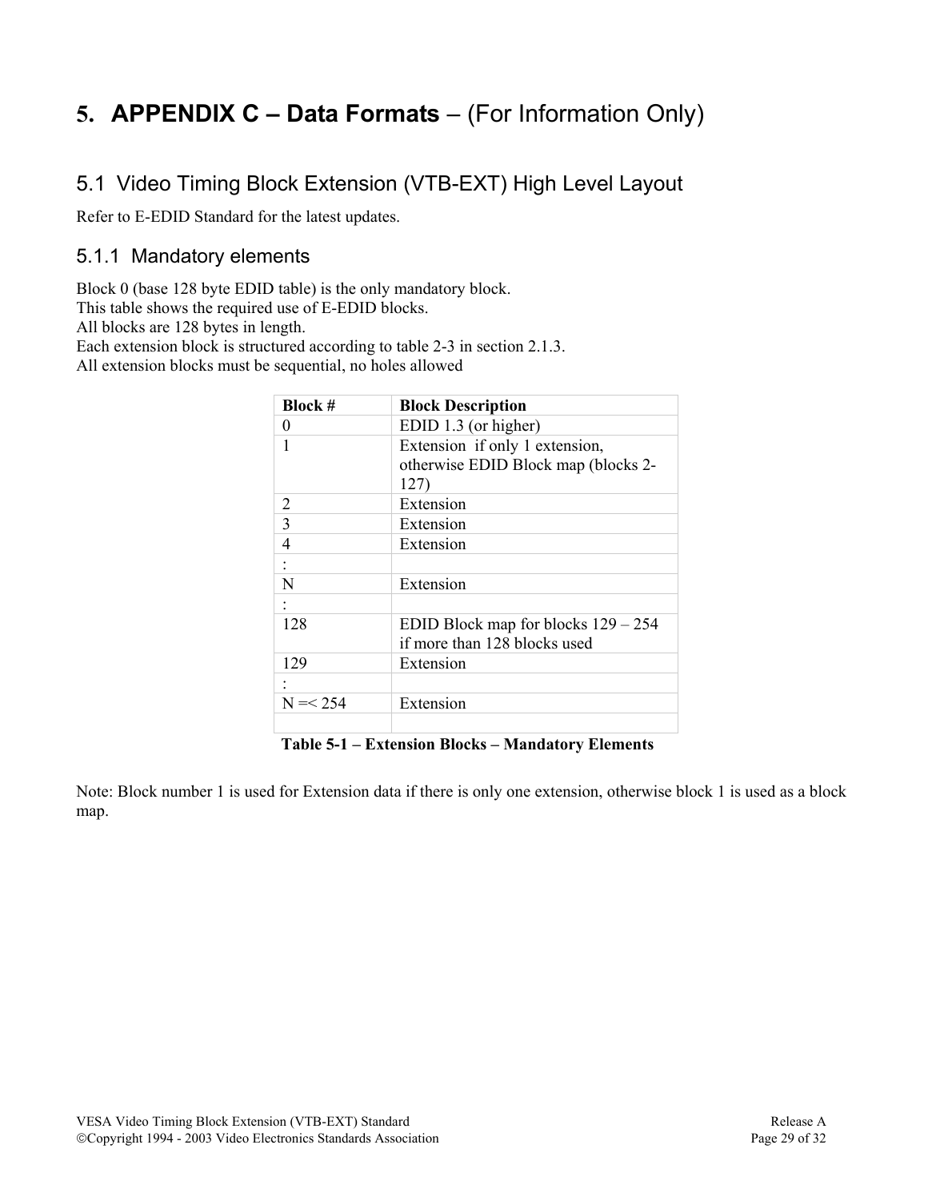# 5. APPENDIX C – Data Formats – (For Information Only)

## 5.1 Video Timing Block Extension (VTB-EXT) High Level Layout

Refer to E-EDID Standard for the latest updates.

### 5.1.1 Mandatory elements

Block 0 (base 128 byte EDID table) is the only mandatory block.
This table shows the required use of E-EDID blocks.
All blocks are 128 bytes in length.
Each extension block is structured according to table 2-3 in section 2.1.3.
All extension blocks must be sequential, no holes allowed

| Block # | Block Description |
|---|---|
| 0 | EDID 1.3 (or higher) |
| 1 | Extension if only 1 extension, otherwise EDID Block map (blocks 2-127) |
| 2 | Extension |
| 3 | Extension |
| 4 | Extension |
| : | |
| N | Extension |
| : | |
| 128 | EDID Block map for blocks 129 – 254 if more than 128 blocks used |
| 129 | Extension |
| : | |
| N =< 254 | Extension |
| | |

**Table 5-1 – Extension Blocks – Mandatory Elements**

Note: Block number 1 is used for Extension data if there is only one extension, otherwise block 1 is used as a block map.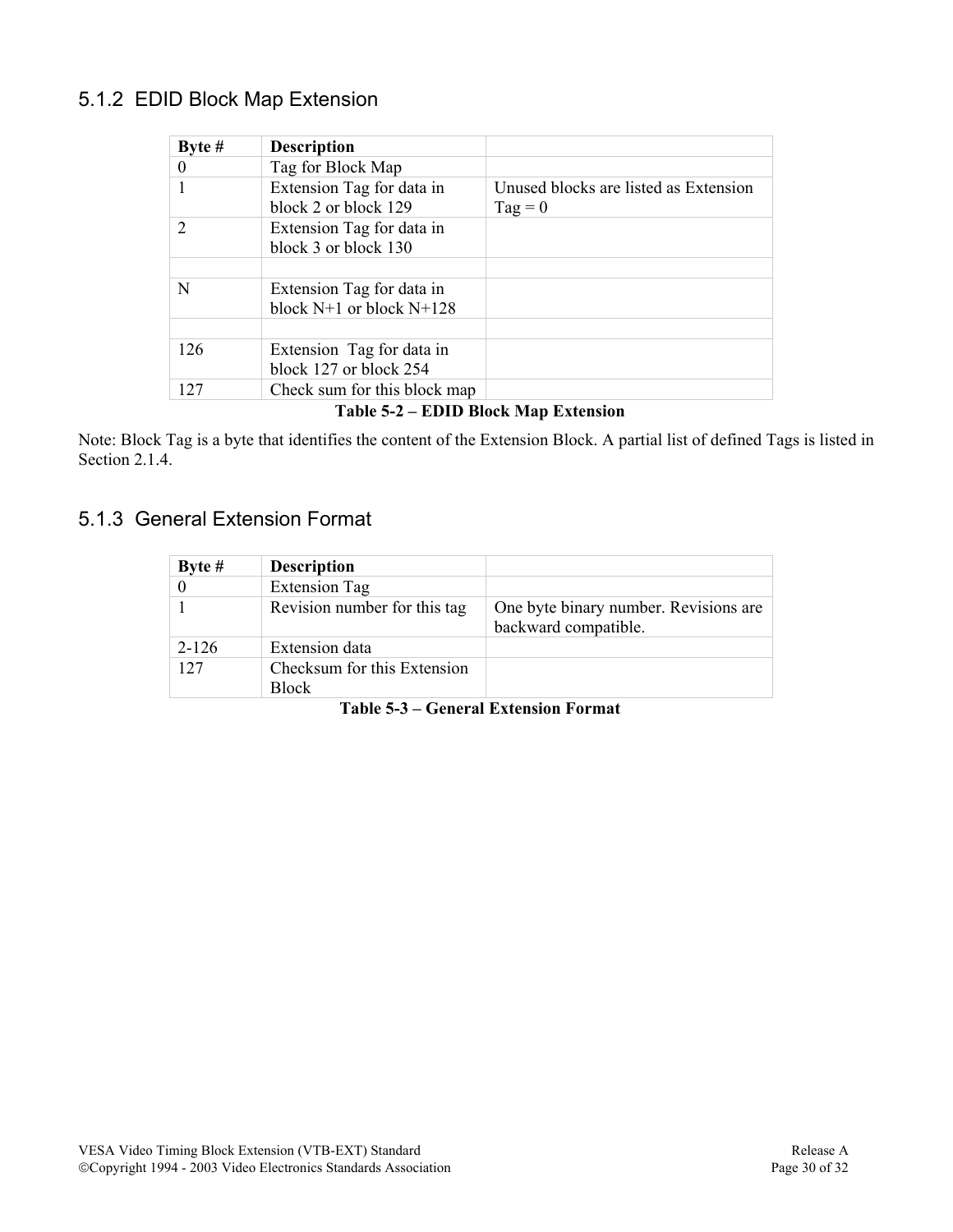### 5.1.2 EDID Block Map Extension

| Byte # | Description | |
|---|---|---|
| 0 | Tag for Block Map | |
| 1 | Extension Tag for data in block 2 or block 129 | Unused blocks are listed as Extension Tag = 0 |
| 2 | Extension Tag for data in block 3 or block 130 | |
| | | |
| N | Extension Tag for data in block N+1 or block N+128 | |
| | | |
| 126 | Extension Tag for data in block 127 or block 254 | |
| 127 | Check sum for this block map | |

**Table 5-2 – EDID Block Map Extension**

Note: Block Tag is a byte that identifies the content of the Extension Block. A partial list of defined Tags is listed in Section 2.1.4.

### 5.1.3 General Extension Format

| Byte # | Description | |
|---|---|---|
| 0 | Extension Tag | |
| 1 | Revision number for this tag | One byte binary number. Revisions are backward compatible. |
| 2-126 | Extension data | |
| 127 | Checksum for this Extension Block | |

**Table 5-3 – General Extension Format**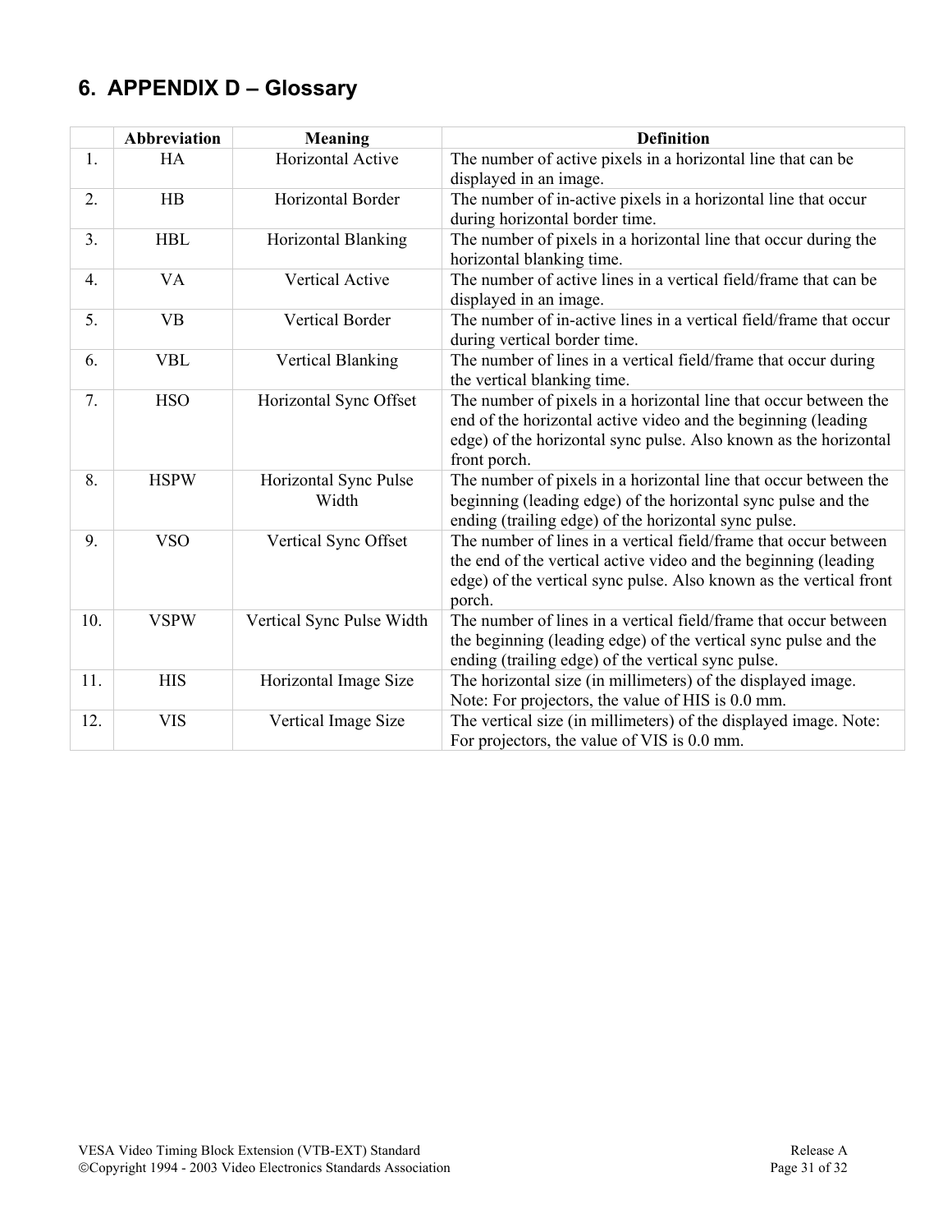# 6. APPENDIX D – Glossary

| | Abbreviation | Meaning | Definition |
|---|---|---|---|
| 1. | HA | Horizontal Active | The number of active pixels in a horizontal line that can be displayed in an image. |
| 2. | HB | Horizontal Border | The number of in-active pixels in a horizontal line that occur during horizontal border time. |
| 3. | HBL | Horizontal Blanking | The number of pixels in a horizontal line that occur during the horizontal blanking time. |
| 4. | VA | Vertical Active | The number of active lines in a vertical field/frame that can be displayed in an image. |
| 5. | VB | Vertical Border | The number of in-active lines in a vertical field/frame that occur during vertical border time. |
| 6. | VBL | Vertical Blanking | The number of lines in a vertical field/frame that occur during the vertical blanking time. |
| 7. | HSO | Horizontal Sync Offset | The number of pixels in a horizontal line that occur between the end of the horizontal active video and the beginning (leading edge) of the horizontal sync pulse. Also known as the horizontal front porch. |
| 8. | HSPW | Horizontal Sync Pulse Width | The number of pixels in a horizontal line that occur between the beginning (leading edge) of the horizontal sync pulse and the ending (trailing edge) of the horizontal sync pulse. |
| 9. | VSO | Vertical Sync Offset | The number of lines in a vertical field/frame that occur between the end of the vertical active video and the beginning (leading edge) of the vertical sync pulse. Also known as the vertical front porch. |
| 10. | VSPW | Vertical Sync Pulse Width | The number of lines in a vertical field/frame that occur between the beginning (leading edge) of the vertical sync pulse and the ending (trailing edge) of the vertical sync pulse. |
| 11. | HIS | Horizontal Image Size | The horizontal size (in millimeters) of the displayed image. Note: For projectors, the value of HIS is 0.0 mm. |
| 12. | VIS | Vertical Image Size | The vertical size (in millimeters) of the displayed image. Note: For projectors, the value of VIS is 0.0 mm. |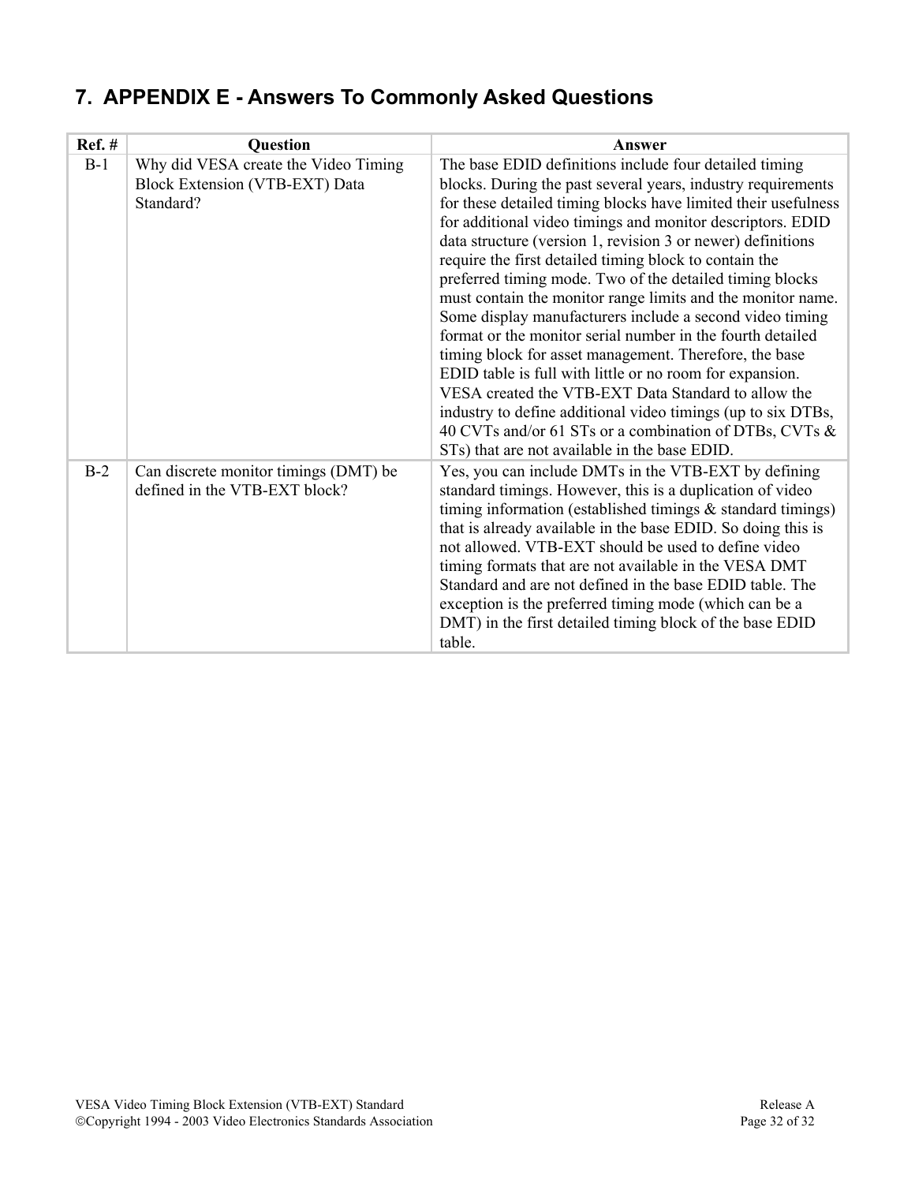## 7. APPENDIX E - Answers To Commonly Asked Questions

| Ref. # | Question | Answer |
|---|---|---|
| B-1 | Why did VESA create the Video Timing Block Extension (VTB-EXT) Data Standard? | The base EDID definitions include four detailed timing blocks. During the past several years, industry requirements for these detailed timing blocks have limited their usefulness for additional video timings and monitor descriptors. EDID data structure (version 1, revision 3 or newer) definitions require the first detailed timing block to contain the preferred timing mode. Two of the detailed timing blocks must contain the monitor range limits and the monitor name. Some display manufacturers include a second video timing format or the monitor serial number in the fourth detailed timing block for asset management. Therefore, the base EDID table is full with little or no room for expansion. VESA created the VTB-EXT Data Standard to allow the industry to define additional video timings (up to six DTBs, 40 CVTs and/or 61 STs or a combination of DTBs, CVTs & STs) that are not available in the base EDID. |
| B-2 | Can discrete monitor timings (DMT) be defined in the VTB-EXT block? | Yes, you can include DMTs in the VTB-EXT by defining standard timings. However, this is a duplication of video timing information (established timings & standard timings) that is already available in the base EDID. So doing this is not allowed. VTB-EXT should be used to define video timing formats that are not available in the VESA DMT Standard and are not defined in the base EDID table. The exception is the preferred timing mode (which can be a DMT) in the first detailed timing block of the base EDID table. |